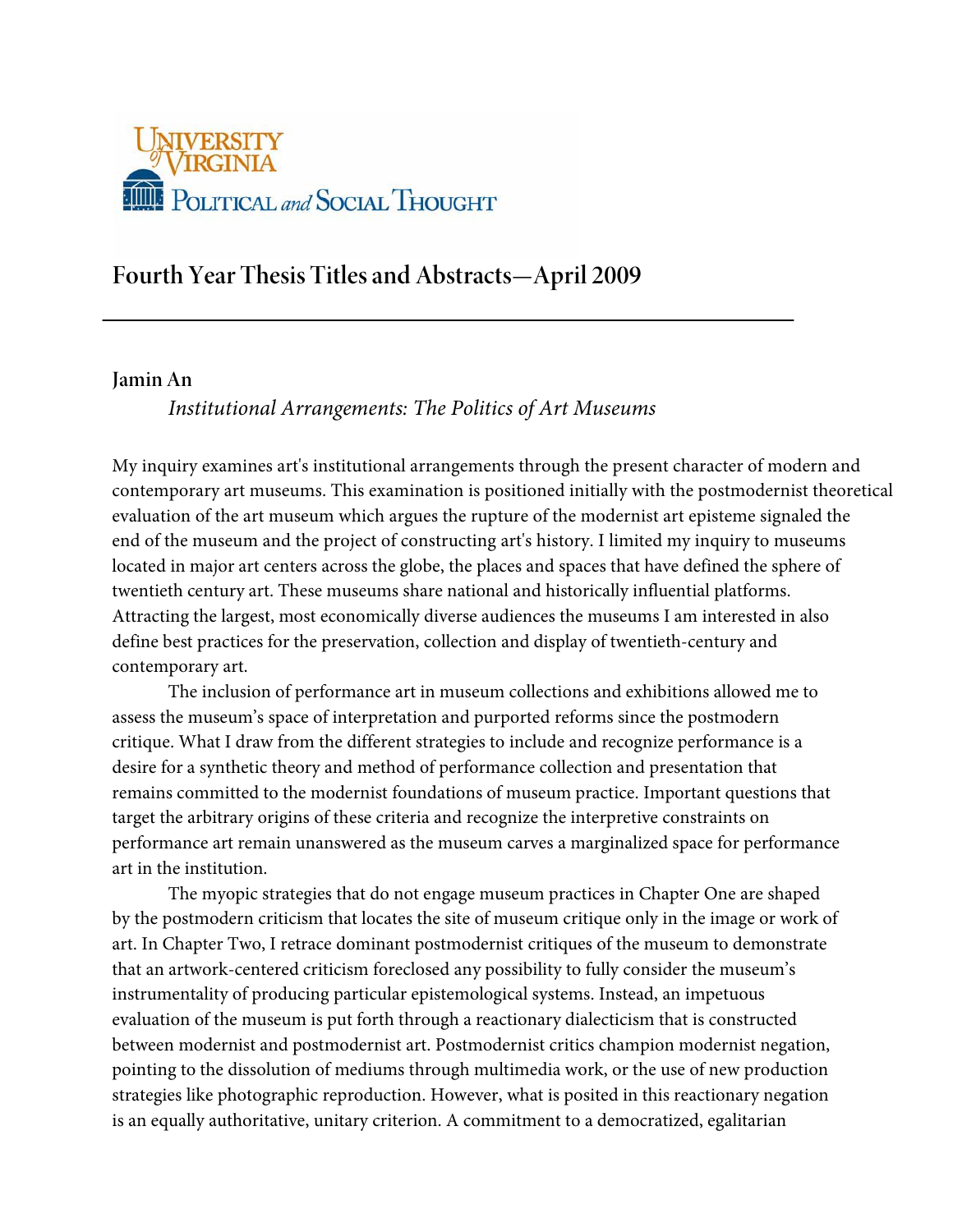University of Virginia
Political and Social Thought

# Fourth Year Thesis Titles and Abstracts—April 2009

---

## Jamin An

*Institutional Arrangements: The Politics of Art Museums*

My inquiry examines art's institutional arrangements through the present character of modern and contemporary art museums. This examination is positioned initially with the postmodernist theoretical evaluation of the art museum which argues the rupture of the modernist art episteme signaled the end of the museum and the project of constructing art's history. I limited my inquiry to museums located in major art centers across the globe, the places and spaces that have defined the sphere of twentieth century art. These museums share national and historically influential platforms. Attracting the largest, most economically diverse audiences the museums I am interested in also define best practices for the preservation, collection and display of twentieth-century and contemporary art.

The inclusion of performance art in museum collections and exhibitions allowed me to assess the museum's space of interpretation and purported reforms since the postmodern critique. What I draw from the different strategies to include and recognize performance is a desire for a synthetic theory and method of performance collection and presentation that remains committed to the modernist foundations of museum practice. Important questions that target the arbitrary origins of these criteria and recognize the interpretive constraints on performance art remain unanswered as the museum carves a marginalized space for performance art in the institution.

The myopic strategies that do not engage museum practices in Chapter One are shaped by the postmodern criticism that locates the site of museum critique only in the image or work of art. In Chapter Two, I retrace dominant postmodernist critiques of the museum to demonstrate that an artwork-centered criticism foreclosed any possibility to fully consider the museum's instrumentality of producing particular epistemological systems. Instead, an impetuous evaluation of the museum is put forth through a reactionary dialecticism that is constructed between modernist and postmodernist art. Postmodernist critics champion modernist negation, pointing to the dissolution of mediums through multimedia work, or the use of new production strategies like photographic reproduction. However, what is posited in this reactionary negation is an equally authoritative, unitary criterion. A commitment to a democratized, egalitarian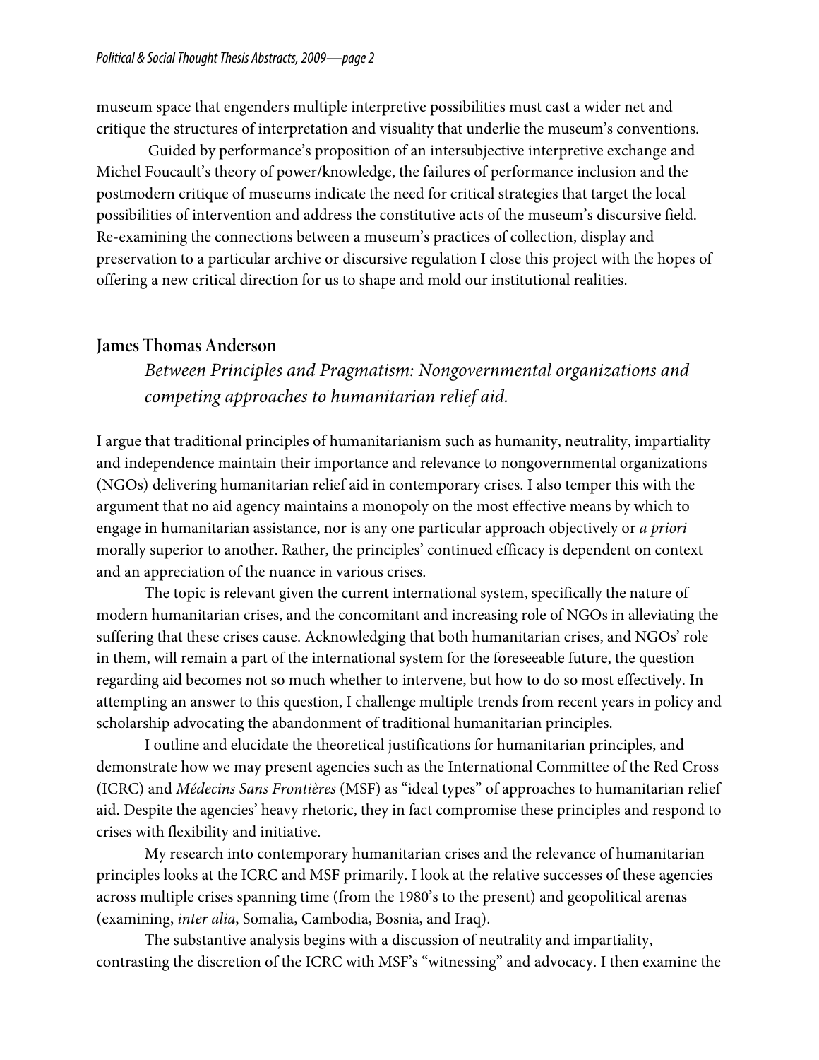museum space that engenders multiple interpretive possibilities must cast a wider net and critique the structures of interpretation and visuality that underlie the museum's conventions.

Guided by performance's proposition of an intersubjective interpretive exchange and Michel Foucault's theory of power/knowledge, the failures of performance inclusion and the postmodern critique of museums indicate the need for critical strategies that target the local possibilities of intervention and address the constitutive acts of the museum's discursive field. Re-examining the connections between a museum's practices of collection, display and preservation to a particular archive or discursive regulation I close this project with the hopes of offering a new critical direction for us to shape and mold our institutional realities.

## James Thomas Anderson

*Between Principles and Pragmatism: Nongovernmental organizations and competing approaches to humanitarian relief aid.*

I argue that traditional principles of humanitarianism such as humanity, neutrality, impartiality and independence maintain their importance and relevance to nongovernmental organizations (NGOs) delivering humanitarian relief aid in contemporary crises. I also temper this with the argument that no aid agency maintains a monopoly on the most effective means by which to engage in humanitarian assistance, nor is any one particular approach objectively or *a priori* morally superior to another. Rather, the principles' continued efficacy is dependent on context and an appreciation of the nuance in various crises.

The topic is relevant given the current international system, specifically the nature of modern humanitarian crises, and the concomitant and increasing role of NGOs in alleviating the suffering that these crises cause. Acknowledging that both humanitarian crises, and NGOs' role in them, will remain a part of the international system for the foreseeable future, the question regarding aid becomes not so much whether to intervene, but how to do so most effectively. In attempting an answer to this question, I challenge multiple trends from recent years in policy and scholarship advocating the abandonment of traditional humanitarian principles.

I outline and elucidate the theoretical justifications for humanitarian principles, and demonstrate how we may present agencies such as the International Committee of the Red Cross (ICRC) and *Médecins Sans Frontières* (MSF) as "ideal types" of approaches to humanitarian relief aid. Despite the agencies' heavy rhetoric, they in fact compromise these principles and respond to crises with flexibility and initiative.

My research into contemporary humanitarian crises and the relevance of humanitarian principles looks at the ICRC and MSF primarily. I look at the relative successes of these agencies across multiple crises spanning time (from the 1980's to the present) and geopolitical arenas (examining, *inter alia*, Somalia, Cambodia, Bosnia, and Iraq).

The substantive analysis begins with a discussion of neutrality and impartiality, contrasting the discretion of the ICRC with MSF's "witnessing" and advocacy. I then examine the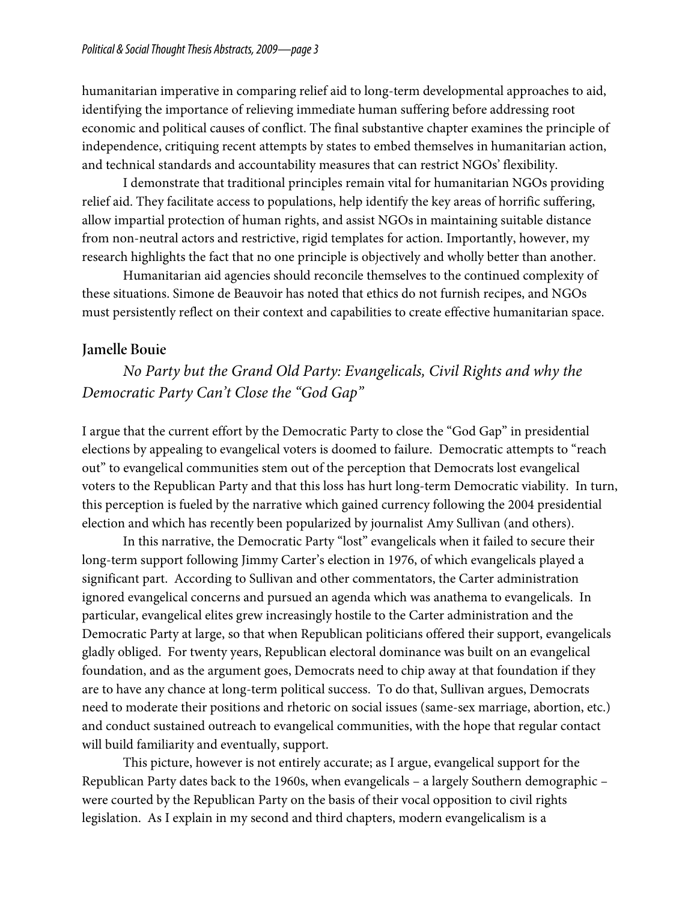humanitarian imperative in comparing relief aid to long-term developmental approaches to aid, identifying the importance of relieving immediate human suffering before addressing root economic and political causes of conflict. The final substantive chapter examines the principle of independence, critiquing recent attempts by states to embed themselves in humanitarian action, and technical standards and accountability measures that can restrict NGOs' flexibility.

I demonstrate that traditional principles remain vital for humanitarian NGOs providing relief aid. They facilitate access to populations, help identify the key areas of horrific suffering, allow impartial protection of human rights, and assist NGOs in maintaining suitable distance from non-neutral actors and restrictive, rigid templates for action. Importantly, however, my research highlights the fact that no one principle is objectively and wholly better than another.

Humanitarian aid agencies should reconcile themselves to the continued complexity of these situations. Simone de Beauvoir has noted that ethics do not furnish recipes, and NGOs must persistently reflect on their context and capabilities to create effective humanitarian space.

## Jamelle Bouie

### *No Party but the Grand Old Party: Evangelicals, Civil Rights and why the Democratic Party Can't Close the "God Gap"*

I argue that the current effort by the Democratic Party to close the "God Gap" in presidential elections by appealing to evangelical voters is doomed to failure. Democratic attempts to "reach out" to evangelical communities stem out of the perception that Democrats lost evangelical voters to the Republican Party and that this loss has hurt long-term Democratic viability. In turn, this perception is fueled by the narrative which gained currency following the 2004 presidential election and which has recently been popularized by journalist Amy Sullivan (and others).

In this narrative, the Democratic Party "lost" evangelicals when it failed to secure their long-term support following Jimmy Carter's election in 1976, of which evangelicals played a significant part. According to Sullivan and other commentators, the Carter administration ignored evangelical concerns and pursued an agenda which was anathema to evangelicals. In particular, evangelical elites grew increasingly hostile to the Carter administration and the Democratic Party at large, so that when Republican politicians offered their support, evangelicals gladly obliged. For twenty years, Republican electoral dominance was built on an evangelical foundation, and as the argument goes, Democrats need to chip away at that foundation if they are to have any chance at long-term political success. To do that, Sullivan argues, Democrats need to moderate their positions and rhetoric on social issues (same-sex marriage, abortion, etc.) and conduct sustained outreach to evangelical communities, with the hope that regular contact will build familiarity and eventually, support.

This picture, however is not entirely accurate; as I argue, evangelical support for the Republican Party dates back to the 1960s, when evangelicals – a largely Southern demographic – were courted by the Republican Party on the basis of their vocal opposition to civil rights legislation. As I explain in my second and third chapters, modern evangelicalism is a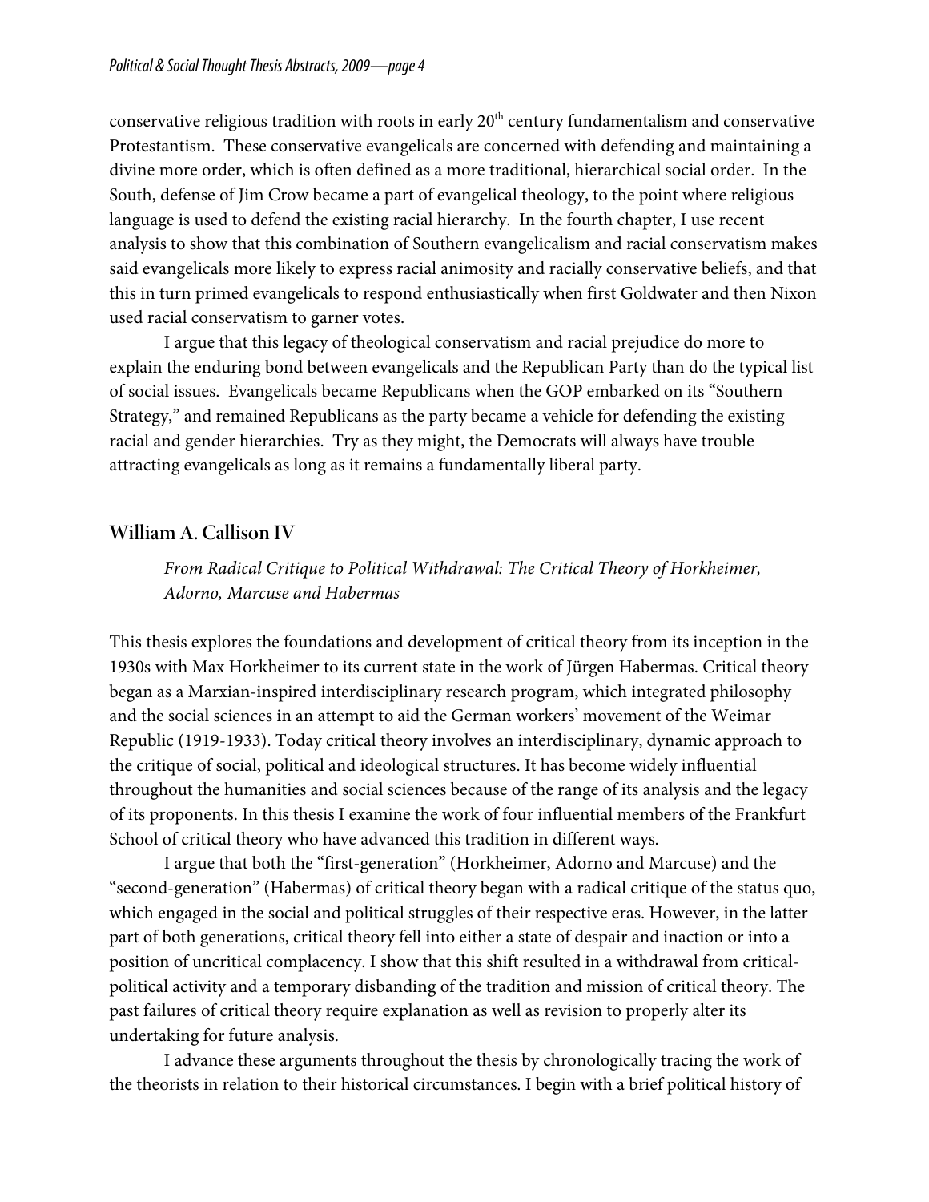conservative religious tradition with roots in early 20th century fundamentalism and conservative Protestantism. These conservative evangelicals are concerned with defending and maintaining a divine more order, which is often defined as a more traditional, hierarchical social order. In the South, defense of Jim Crow became a part of evangelical theology, to the point where religious language is used to defend the existing racial hierarchy. In the fourth chapter, I use recent analysis to show that this combination of Southern evangelicalism and racial conservatism makes said evangelicals more likely to express racial animosity and racially conservative beliefs, and that this in turn primed evangelicals to respond enthusiastically when first Goldwater and then Nixon used racial conservatism to garner votes.

I argue that this legacy of theological conservatism and racial prejudice do more to explain the enduring bond between evangelicals and the Republican Party than do the typical list of social issues. Evangelicals became Republicans when the GOP embarked on its "Southern Strategy," and remained Republicans as the party became a vehicle for defending the existing racial and gender hierarchies. Try as they might, the Democrats will always have trouble attracting evangelicals as long as it remains a fundamentally liberal party.

## William A. Callison IV

*From Radical Critique to Political Withdrawal: The Critical Theory of Horkheimer, Adorno, Marcuse and Habermas*

This thesis explores the foundations and development of critical theory from its inception in the 1930s with Max Horkheimer to its current state in the work of Jürgen Habermas. Critical theory began as a Marxian-inspired interdisciplinary research program, which integrated philosophy and the social sciences in an attempt to aid the German workers' movement of the Weimar Republic (1919-1933). Today critical theory involves an interdisciplinary, dynamic approach to the critique of social, political and ideological structures. It has become widely influential throughout the humanities and social sciences because of the range of its analysis and the legacy of its proponents. In this thesis I examine the work of four influential members of the Frankfurt School of critical theory who have advanced this tradition in different ways.

I argue that both the "first-generation" (Horkheimer, Adorno and Marcuse) and the "second-generation" (Habermas) of critical theory began with a radical critique of the status quo, which engaged in the social and political struggles of their respective eras. However, in the latter part of both generations, critical theory fell into either a state of despair and inaction or into a position of uncritical complacency. I show that this shift resulted in a withdrawal from critical-political activity and a temporary disbanding of the tradition and mission of critical theory. The past failures of critical theory require explanation as well as revision to properly alter its undertaking for future analysis.

I advance these arguments throughout the thesis by chronologically tracing the work of the theorists in relation to their historical circumstances. I begin with a brief political history of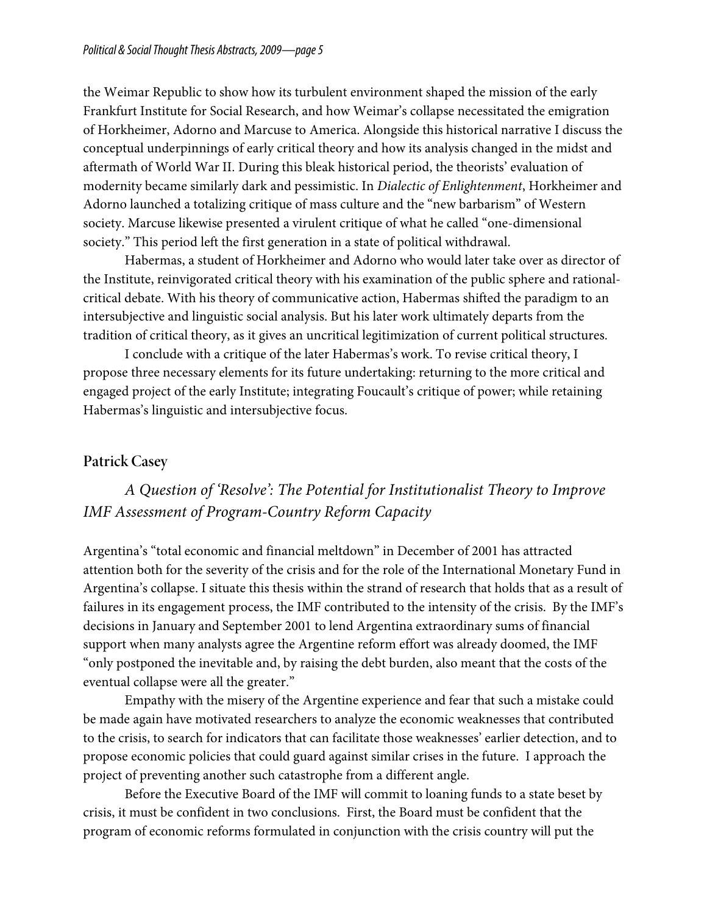the Weimar Republic to show how its turbulent environment shaped the mission of the early Frankfurt Institute for Social Research, and how Weimar's collapse necessitated the emigration of Horkheimer, Adorno and Marcuse to America. Alongside this historical narrative I discuss the conceptual underpinnings of early critical theory and how its analysis changed in the midst and aftermath of World War II. During this bleak historical period, the theorists' evaluation of modernity became similarly dark and pessimistic. In *Dialectic of Enlightenment*, Horkheimer and Adorno launched a totalizing critique of mass culture and the "new barbarism" of Western society. Marcuse likewise presented a virulent critique of what he called "one-dimensional society." This period left the first generation in a state of political withdrawal.

Habermas, a student of Horkheimer and Adorno who would later take over as director of the Institute, reinvigorated critical theory with his examination of the public sphere and rational-critical debate. With his theory of communicative action, Habermas shifted the paradigm to an intersubjective and linguistic social analysis. But his later work ultimately departs from the tradition of critical theory, as it gives an uncritical legitimization of current political structures.

I conclude with a critique of the later Habermas's work. To revise critical theory, I propose three necessary elements for its future undertaking: returning to the more critical and engaged project of the early Institute; integrating Foucault's critique of power; while retaining Habermas's linguistic and intersubjective focus.

## Patrick Casey

### *A Question of 'Resolve': The Potential for Institutionalist Theory to Improve IMF Assessment of Program-Country Reform Capacity*

Argentina's "total economic and financial meltdown" in December of 2001 has attracted attention both for the severity of the crisis and for the role of the International Monetary Fund in Argentina's collapse. I situate this thesis within the strand of research that holds that as a result of failures in its engagement process, the IMF contributed to the intensity of the crisis. By the IMF's decisions in January and September 2001 to lend Argentina extraordinary sums of financial support when many analysts agree the Argentine reform effort was already doomed, the IMF "only postponed the inevitable and, by raising the debt burden, also meant that the costs of the eventual collapse were all the greater."

Empathy with the misery of the Argentine experience and fear that such a mistake could be made again have motivated researchers to analyze the economic weaknesses that contributed to the crisis, to search for indicators that can facilitate those weaknesses' earlier detection, and to propose economic policies that could guard against similar crises in the future. I approach the project of preventing another such catastrophe from a different angle.

Before the Executive Board of the IMF will commit to loaning funds to a state beset by crisis, it must be confident in two conclusions. First, the Board must be confident that the program of economic reforms formulated in conjunction with the crisis country will put the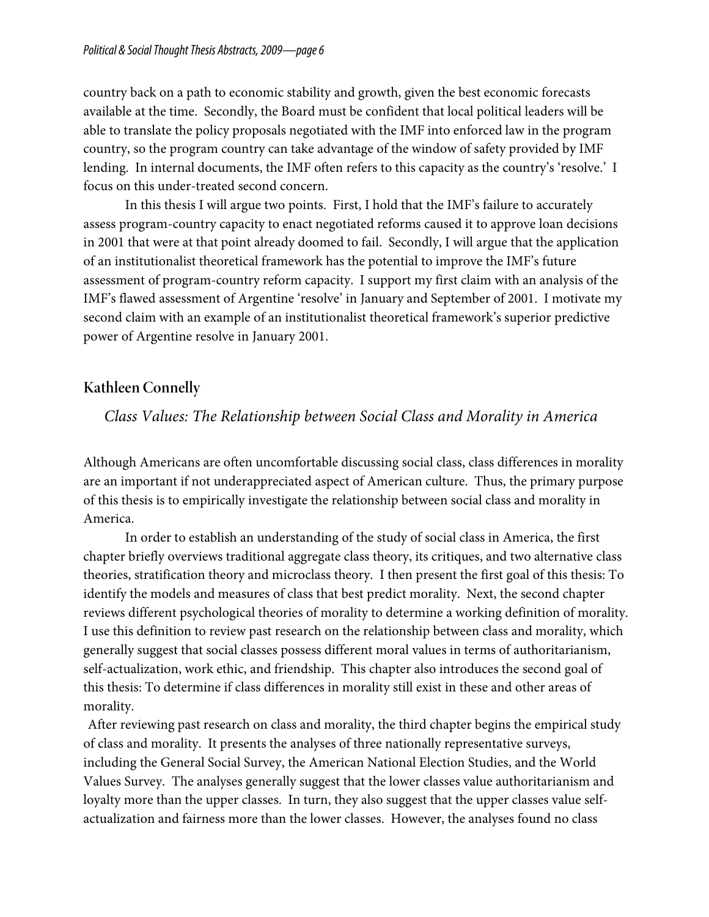country back on a path to economic stability and growth, given the best economic forecasts available at the time. Secondly, the Board must be confident that local political leaders will be able to translate the policy proposals negotiated with the IMF into enforced law in the program country, so the program country can take advantage of the window of safety provided by IMF lending. In internal documents, the IMF often refers to this capacity as the country's 'resolve.' I focus on this under-treated second concern.

In this thesis I will argue two points. First, I hold that the IMF's failure to accurately assess program-country capacity to enact negotiated reforms caused it to approve loan decisions in 2001 that were at that point already doomed to fail. Secondly, I will argue that the application of an institutionalist theoretical framework has the potential to improve the IMF's future assessment of program-country reform capacity. I support my first claim with an analysis of the IMF's flawed assessment of Argentine 'resolve' in January and September of 2001. I motivate my second claim with an example of an institutionalist theoretical framework's superior predictive power of Argentine resolve in January 2001.

## Kathleen Connelly

### *Class Values: The Relationship between Social Class and Morality in America*

Although Americans are often uncomfortable discussing social class, class differences in morality are an important if not underappreciated aspect of American culture. Thus, the primary purpose of this thesis is to empirically investigate the relationship between social class and morality in America.

In order to establish an understanding of the study of social class in America, the first chapter briefly overviews traditional aggregate class theory, its critiques, and two alternative class theories, stratification theory and microclass theory. I then present the first goal of this thesis: To identify the models and measures of class that best predict morality. Next, the second chapter reviews different psychological theories of morality to determine a working definition of morality. I use this definition to review past research on the relationship between class and morality, which generally suggest that social classes possess different moral values in terms of authoritarianism, self-actualization, work ethic, and friendship. This chapter also introduces the second goal of this thesis: To determine if class differences in morality still exist in these and other areas of morality.

After reviewing past research on class and morality, the third chapter begins the empirical study of class and morality. It presents the analyses of three nationally representative surveys, including the General Social Survey, the American National Election Studies, and the World Values Survey. The analyses generally suggest that the lower classes value authoritarianism and loyalty more than the upper classes. In turn, they also suggest that the upper classes value self-actualization and fairness more than the lower classes. However, the analyses found no class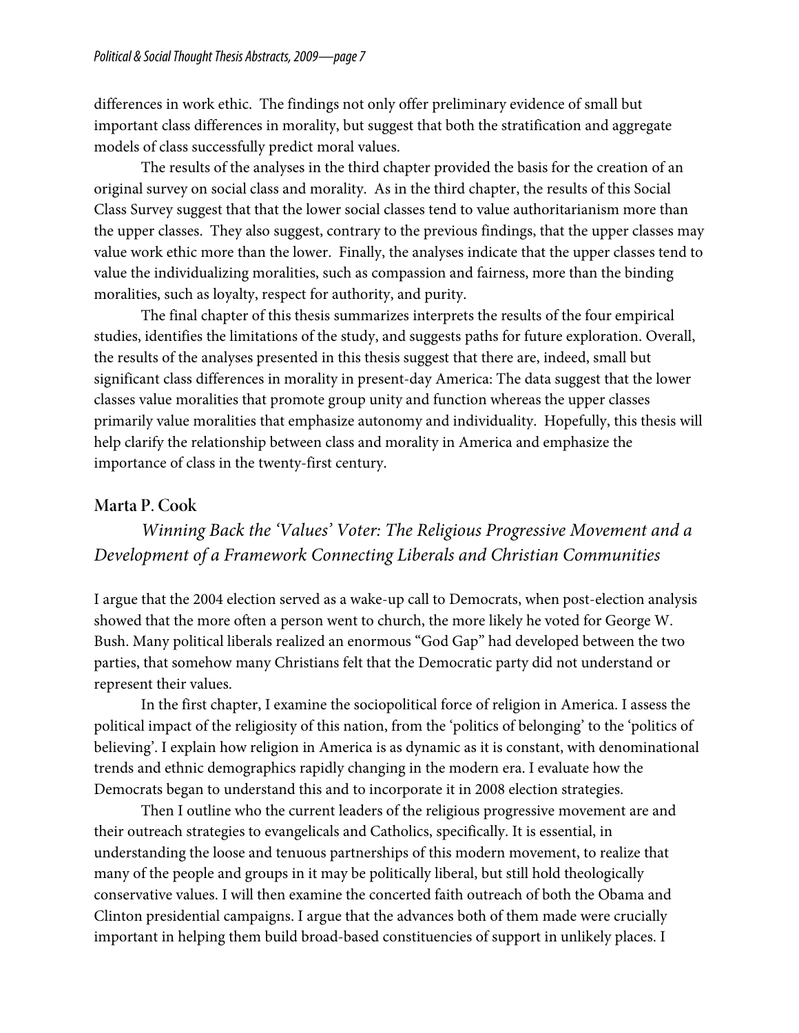differences in work ethic. The findings not only offer preliminary evidence of small but important class differences in morality, but suggest that both the stratification and aggregate models of class successfully predict moral values.

The results of the analyses in the third chapter provided the basis for the creation of an original survey on social class and morality. As in the third chapter, the results of this Social Class Survey suggest that that the lower social classes tend to value authoritarianism more than the upper classes. They also suggest, contrary to the previous findings, that the upper classes may value work ethic more than the lower. Finally, the analyses indicate that the upper classes tend to value the individualizing moralities, such as compassion and fairness, more than the binding moralities, such as loyalty, respect for authority, and purity.

The final chapter of this thesis summarizes interprets the results of the four empirical studies, identifies the limitations of the study, and suggests paths for future exploration. Overall, the results of the analyses presented in this thesis suggest that there are, indeed, small but significant class differences in morality in present-day America: The data suggest that the lower classes value moralities that promote group unity and function whereas the upper classes primarily value moralities that emphasize autonomy and individuality. Hopefully, this thesis will help clarify the relationship between class and morality in America and emphasize the importance of class in the twenty-first century.

### Marta P. Cook

*Winning Back the 'Values' Voter: The Religious Progressive Movement and a Development of a Framework Connecting Liberals and Christian Communities*

I argue that the 2004 election served as a wake-up call to Democrats, when post-election analysis showed that the more often a person went to church, the more likely he voted for George W. Bush. Many political liberals realized an enormous "God Gap" had developed between the two parties, that somehow many Christians felt that the Democratic party did not understand or represent their values.

In the first chapter, I examine the sociopolitical force of religion in America. I assess the political impact of the religiosity of this nation, from the 'politics of belonging' to the 'politics of believing'. I explain how religion in America is as dynamic as it is constant, with denominational trends and ethnic demographics rapidly changing in the modern era. I evaluate how the Democrats began to understand this and to incorporate it in 2008 election strategies.

Then I outline who the current leaders of the religious progressive movement are and their outreach strategies to evangelicals and Catholics, specifically. It is essential, in understanding the loose and tenuous partnerships of this modern movement, to realize that many of the people and groups in it may be politically liberal, but still hold theologically conservative values. I will then examine the concerted faith outreach of both the Obama and Clinton presidential campaigns. I argue that the advances both of them made were crucially important in helping them build broad-based constituencies of support in unlikely places. I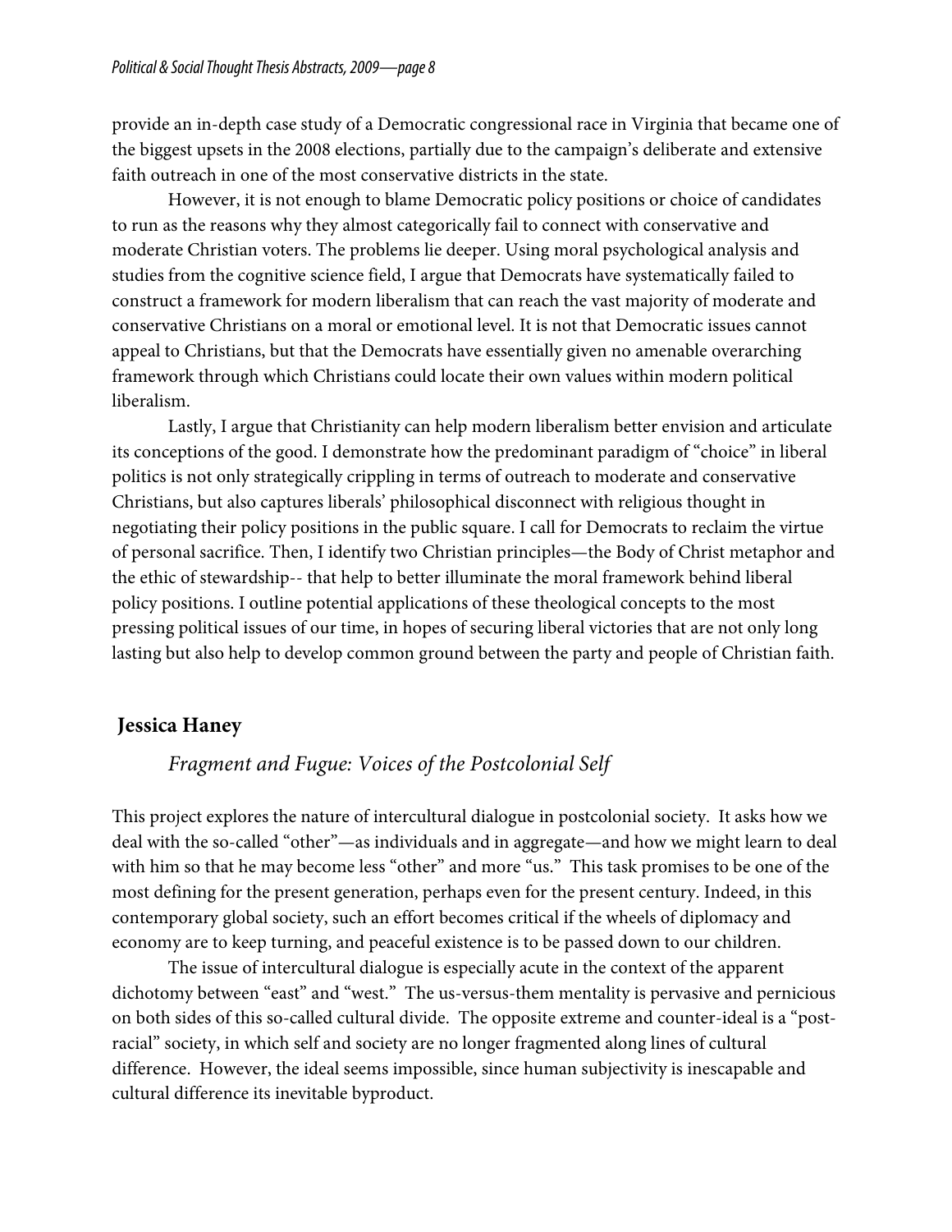provide an in-depth case study of a Democratic congressional race in Virginia that became one of the biggest upsets in the 2008 elections, partially due to the campaign's deliberate and extensive faith outreach in one of the most conservative districts in the state.

However, it is not enough to blame Democratic policy positions or choice of candidates to run as the reasons why they almost categorically fail to connect with conservative and moderate Christian voters. The problems lie deeper. Using moral psychological analysis and studies from the cognitive science field, I argue that Democrats have systematically failed to construct a framework for modern liberalism that can reach the vast majority of moderate and conservative Christians on a moral or emotional level. It is not that Democratic issues cannot appeal to Christians, but that the Democrats have essentially given no amenable overarching framework through which Christians could locate their own values within modern political liberalism.

Lastly, I argue that Christianity can help modern liberalism better envision and articulate its conceptions of the good. I demonstrate how the predominant paradigm of "choice" in liberal politics is not only strategically crippling in terms of outreach to moderate and conservative Christians, but also captures liberals' philosophical disconnect with religious thought in negotiating their policy positions in the public square. I call for Democrats to reclaim the virtue of personal sacrifice. Then, I identify two Christian principles—the Body of Christ metaphor and the ethic of stewardship-- that help to better illuminate the moral framework behind liberal policy positions. I outline potential applications of these theological concepts to the most pressing political issues of our time, in hopes of securing liberal victories that are not only long lasting but also help to develop common ground between the party and people of Christian faith.

## Jessica Haney

### *Fragment and Fugue: Voices of the Postcolonial Self*

This project explores the nature of intercultural dialogue in postcolonial society. It asks how we deal with the so-called "other"—as individuals and in aggregate—and how we might learn to deal with him so that he may become less "other" and more "us." This task promises to be one of the most defining for the present generation, perhaps even for the present century. Indeed, in this contemporary global society, such an effort becomes critical if the wheels of diplomacy and economy are to keep turning, and peaceful existence is to be passed down to our children.

The issue of intercultural dialogue is especially acute in the context of the apparent dichotomy between "east" and "west." The us-versus-them mentality is pervasive and pernicious on both sides of this so-called cultural divide. The opposite extreme and counter-ideal is a "post-racial" society, in which self and society are no longer fragmented along lines of cultural difference. However, the ideal seems impossible, since human subjectivity is inescapable and cultural difference its inevitable byproduct.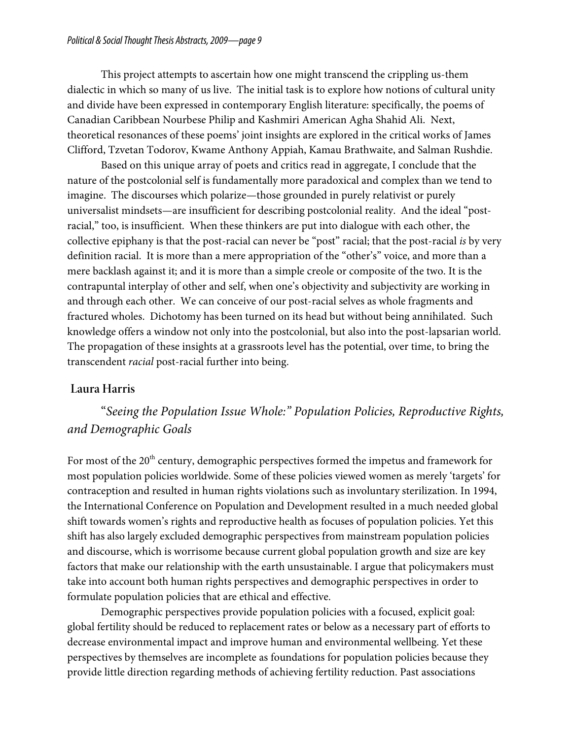This project attempts to ascertain how one might transcend the crippling us-them dialectic in which so many of us live. The initial task is to explore how notions of cultural unity and divide have been expressed in contemporary English literature: specifically, the poems of Canadian Caribbean Nourbese Philip and Kashmiri American Agha Shahid Ali. Next, theoretical resonances of these poems' joint insights are explored in the critical works of James Clifford, Tzvetan Todorov, Kwame Anthony Appiah, Kamau Brathwaite, and Salman Rushdie.

Based on this unique array of poets and critics read in aggregate, I conclude that the nature of the postcolonial self is fundamentally more paradoxical and complex than we tend to imagine. The discourses which polarize—those grounded in purely relativist or purely universalist mindsets—are insufficient for describing postcolonial reality. And the ideal "post-racial," too, is insufficient. When these thinkers are put into dialogue with each other, the collective epiphany is that the post-racial can never be "post" racial; that the post-racial *is* by very definition racial. It is more than a mere appropriation of the "other's" voice, and more than a mere backlash against it; and it is more than a simple creole or composite of the two. It is the contrapuntal interplay of other and self, when one's objectivity and subjectivity are working in and through each other. We can conceive of our post-racial selves as whole fragments and fractured wholes. Dichotomy has been turned on its head but without being annihilated. Such knowledge offers a window not only into the postcolonial, but also into the post-lapsarian world. The propagation of these insights at a grassroots level has the potential, over time, to bring the transcendent *racial* post-racial further into being.

## Laura Harris

### "*Seeing the Population Issue Whole:" Population Policies, Reproductive Rights, and Demographic Goals*

For most of the 20th century, demographic perspectives formed the impetus and framework for most population policies worldwide. Some of these policies viewed women as merely 'targets' for contraception and resulted in human rights violations such as involuntary sterilization. In 1994, the International Conference on Population and Development resulted in a much needed global shift towards women's rights and reproductive health as focuses of population policies. Yet this shift has also largely excluded demographic perspectives from mainstream population policies and discourse, which is worrisome because current global population growth and size are key factors that make our relationship with the earth unsustainable. I argue that policymakers must take into account both human rights perspectives and demographic perspectives in order to formulate population policies that are ethical and effective.

Demographic perspectives provide population policies with a focused, explicit goal: global fertility should be reduced to replacement rates or below as a necessary part of efforts to decrease environmental impact and improve human and environmental wellbeing. Yet these perspectives by themselves are incomplete as foundations for population policies because they provide little direction regarding methods of achieving fertility reduction. Past associations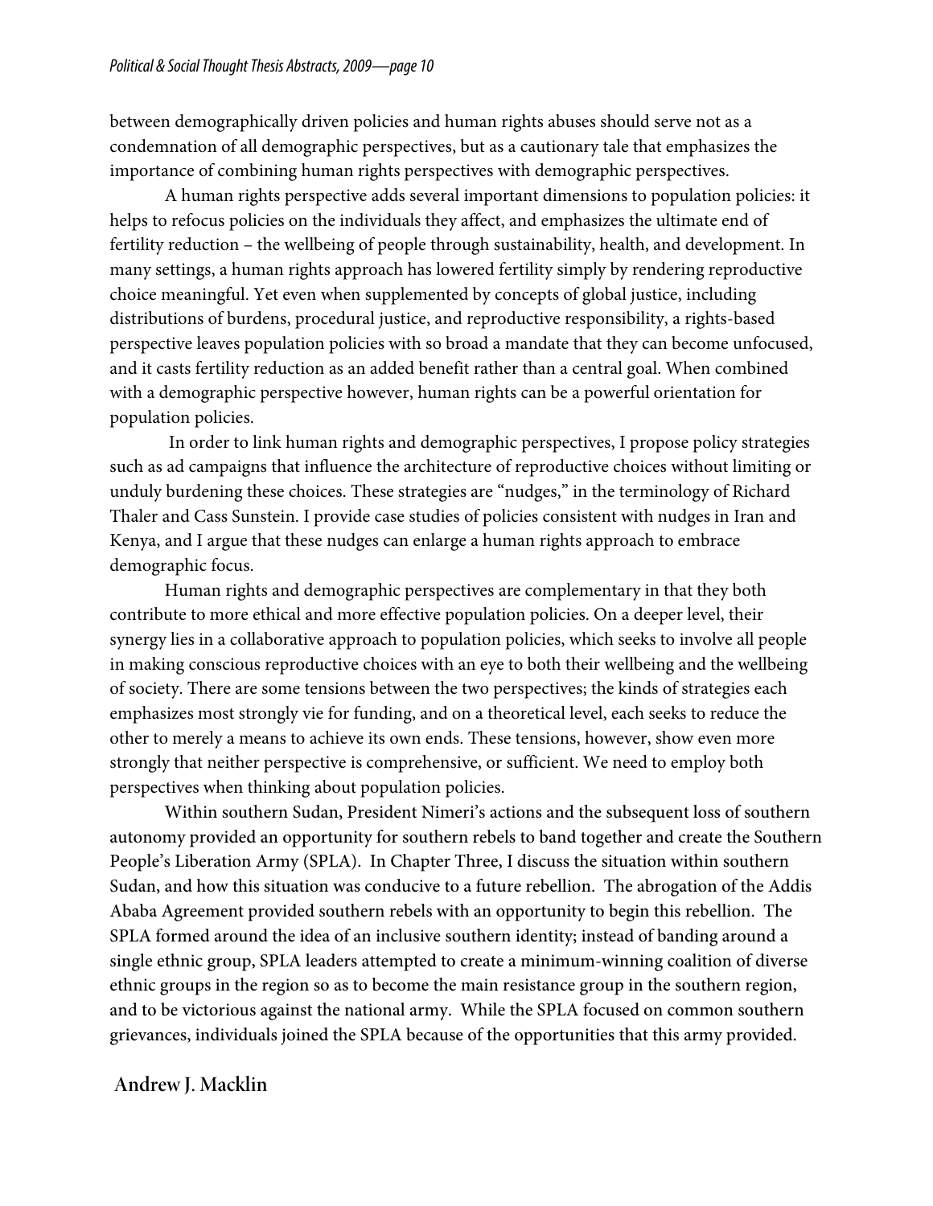between demographically driven policies and human rights abuses should serve not as a condemnation of all demographic perspectives, but as a cautionary tale that emphasizes the importance of combining human rights perspectives with demographic perspectives.

A human rights perspective adds several important dimensions to population policies: it helps to refocus policies on the individuals they affect, and emphasizes the ultimate end of fertility reduction – the wellbeing of people through sustainability, health, and development. In many settings, a human rights approach has lowered fertility simply by rendering reproductive choice meaningful. Yet even when supplemented by concepts of global justice, including distributions of burdens, procedural justice, and reproductive responsibility, a rights-based perspective leaves population policies with so broad a mandate that they can become unfocused, and it casts fertility reduction as an added benefit rather than a central goal. When combined with a demographic perspective however, human rights can be a powerful orientation for population policies.

In order to link human rights and demographic perspectives, I propose policy strategies such as ad campaigns that influence the architecture of reproductive choices without limiting or unduly burdening these choices. These strategies are "nudges," in the terminology of Richard Thaler and Cass Sunstein. I provide case studies of policies consistent with nudges in Iran and Kenya, and I argue that these nudges can enlarge a human rights approach to embrace demographic focus.

Human rights and demographic perspectives are complementary in that they both contribute to more ethical and more effective population policies. On a deeper level, their synergy lies in a collaborative approach to population policies, which seeks to involve all people in making conscious reproductive choices with an eye to both their wellbeing and the wellbeing of society. There are some tensions between the two perspectives; the kinds of strategies each emphasizes most strongly vie for funding, and on a theoretical level, each seeks to reduce the other to merely a means to achieve its own ends. These tensions, however, show even more strongly that neither perspective is comprehensive, or sufficient. We need to employ both perspectives when thinking about population policies.

Within southern Sudan, President Nimeri's actions and the subsequent loss of southern autonomy provided an opportunity for southern rebels to band together and create the Southern People's Liberation Army (SPLA). In Chapter Three, I discuss the situation within southern Sudan, and how this situation was conducive to a future rebellion. The abrogation of the Addis Ababa Agreement provided southern rebels with an opportunity to begin this rebellion. The SPLA formed around the idea of an inclusive southern identity; instead of banding around a single ethnic group, SPLA leaders attempted to create a minimum-winning coalition of diverse ethnic groups in the region so as to become the main resistance group in the southern region, and to be victorious against the national army. While the SPLA focused on common southern grievances, individuals joined the SPLA because of the opportunities that this army provided.

## Andrew J. Macklin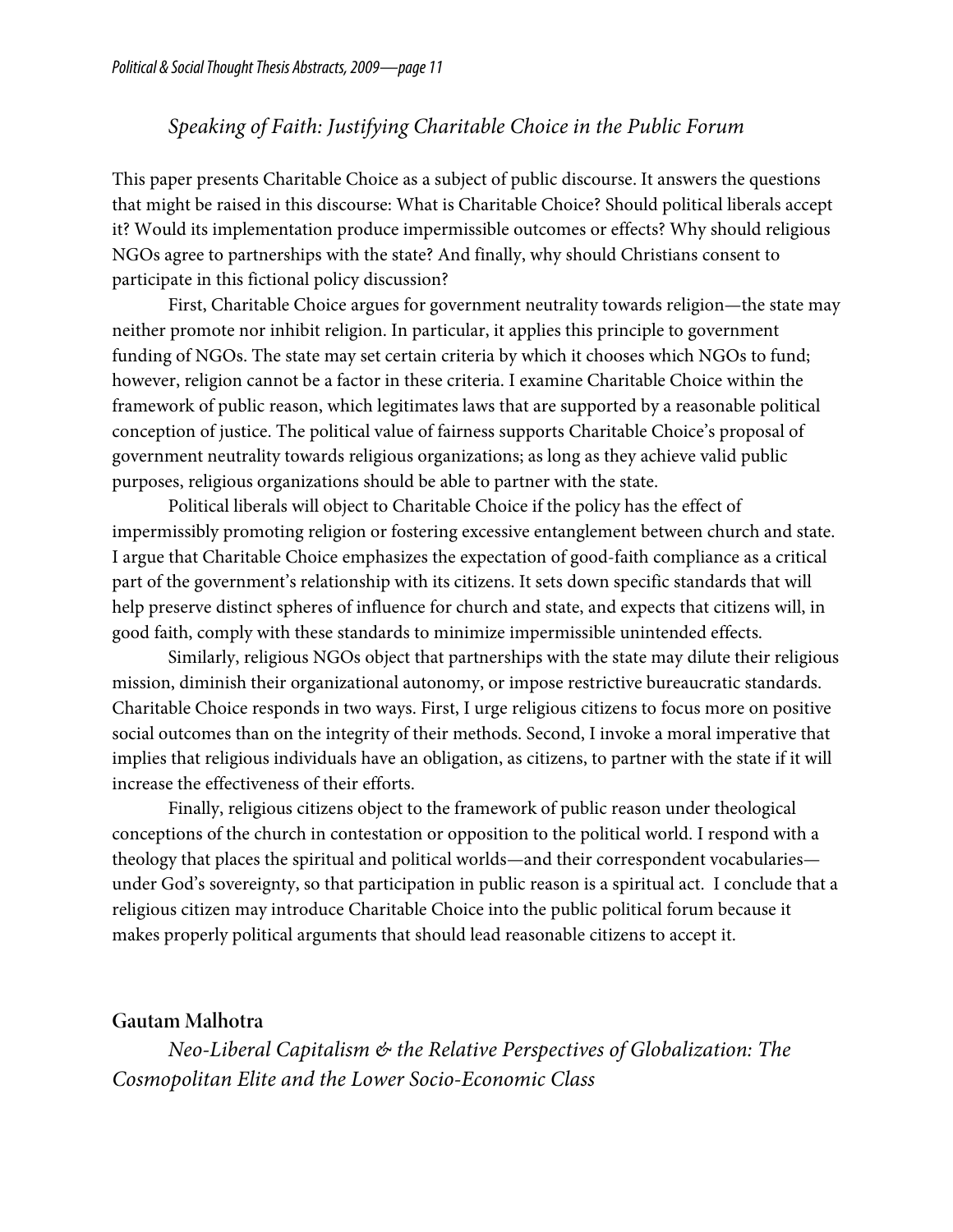*Speaking of Faith: Justifying Charitable Choice in the Public Forum*

This paper presents Charitable Choice as a subject of public discourse. It answers the questions that might be raised in this discourse: What is Charitable Choice? Should political liberals accept it? Would its implementation produce impermissible outcomes or effects? Why should religious NGOs agree to partnerships with the state? And finally, why should Christians consent to participate in this fictional policy discussion?

First, Charitable Choice argues for government neutrality towards religion—the state may neither promote nor inhibit religion. In particular, it applies this principle to government funding of NGOs. The state may set certain criteria by which it chooses which NGOs to fund; however, religion cannot be a factor in these criteria. I examine Charitable Choice within the framework of public reason, which legitimates laws that are supported by a reasonable political conception of justice. The political value of fairness supports Charitable Choice's proposal of government neutrality towards religious organizations; as long as they achieve valid public purposes, religious organizations should be able to partner with the state.

Political liberals will object to Charitable Choice if the policy has the effect of impermissibly promoting religion or fostering excessive entanglement between church and state. I argue that Charitable Choice emphasizes the expectation of good-faith compliance as a critical part of the government's relationship with its citizens. It sets down specific standards that will help preserve distinct spheres of influence for church and state, and expects that citizens will, in good faith, comply with these standards to minimize impermissible unintended effects.

Similarly, religious NGOs object that partnerships with the state may dilute their religious mission, diminish their organizational autonomy, or impose restrictive bureaucratic standards. Charitable Choice responds in two ways. First, I urge religious citizens to focus more on positive social outcomes than on the integrity of their methods. Second, I invoke a moral imperative that implies that religious individuals have an obligation, as citizens, to partner with the state if it will increase the effectiveness of their efforts.

Finally, religious citizens object to the framework of public reason under theological conceptions of the church in contestation or opposition to the political world. I respond with a theology that places the spiritual and political worlds—and their correspondent vocabularies—under God's sovereignty, so that participation in public reason is a spiritual act. I conclude that a religious citizen may introduce Charitable Choice into the public political forum because it makes properly political arguments that should lead reasonable citizens to accept it.

**Gautam Malhotra**

*Neo-Liberal Capitalism & the Relative Perspectives of Globalization: The Cosmopolitan Elite and the Lower Socio-Economic Class*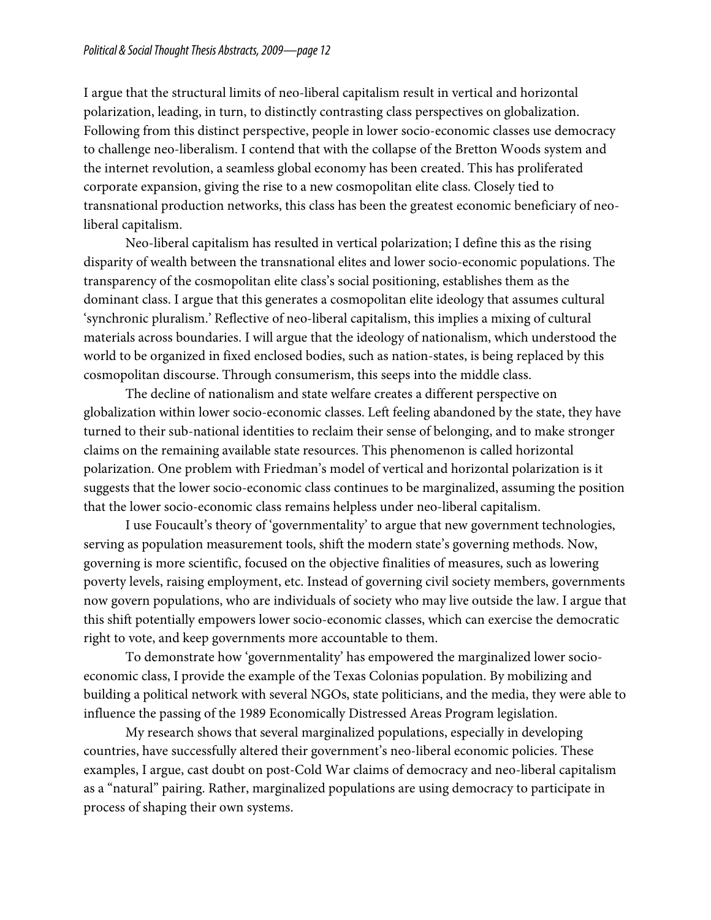I argue that the structural limits of neo-liberal capitalism result in vertical and horizontal polarization, leading, in turn, to distinctly contrasting class perspectives on globalization. Following from this distinct perspective, people in lower socio-economic classes use democracy to challenge neo-liberalism. I contend that with the collapse of the Bretton Woods system and the internet revolution, a seamless global economy has been created. This has proliferated corporate expansion, giving the rise to a new cosmopolitan elite class. Closely tied to transnational production networks, this class has been the greatest economic beneficiary of neo-liberal capitalism.

Neo-liberal capitalism has resulted in vertical polarization; I define this as the rising disparity of wealth between the transnational elites and lower socio-economic populations. The transparency of the cosmopolitan elite class's social positioning, establishes them as the dominant class. I argue that this generates a cosmopolitan elite ideology that assumes cultural 'synchronic pluralism.' Reflective of neo-liberal capitalism, this implies a mixing of cultural materials across boundaries. I will argue that the ideology of nationalism, which understood the world to be organized in fixed enclosed bodies, such as nation-states, is being replaced by this cosmopolitan discourse. Through consumerism, this seeps into the middle class.

The decline of nationalism and state welfare creates a different perspective on globalization within lower socio-economic classes. Left feeling abandoned by the state, they have turned to their sub-national identities to reclaim their sense of belonging, and to make stronger claims on the remaining available state resources. This phenomenon is called horizontal polarization. One problem with Friedman's model of vertical and horizontal polarization is it suggests that the lower socio-economic class continues to be marginalized, assuming the position that the lower socio-economic class remains helpless under neo-liberal capitalism.

I use Foucault's theory of 'governmentality' to argue that new government technologies, serving as population measurement tools, shift the modern state's governing methods. Now, governing is more scientific, focused on the objective finalities of measures, such as lowering poverty levels, raising employment, etc. Instead of governing civil society members, governments now govern populations, who are individuals of society who may live outside the law. I argue that this shift potentially empowers lower socio-economic classes, which can exercise the democratic right to vote, and keep governments more accountable to them.

To demonstrate how 'governmentality' has empowered the marginalized lower socio-economic class, I provide the example of the Texas Colonias population. By mobilizing and building a political network with several NGOs, state politicians, and the media, they were able to influence the passing of the 1989 Economically Distressed Areas Program legislation.

My research shows that several marginalized populations, especially in developing countries, have successfully altered their government's neo-liberal economic policies. These examples, I argue, cast doubt on post-Cold War claims of democracy and neo-liberal capitalism as a "natural" pairing. Rather, marginalized populations are using democracy to participate in process of shaping their own systems.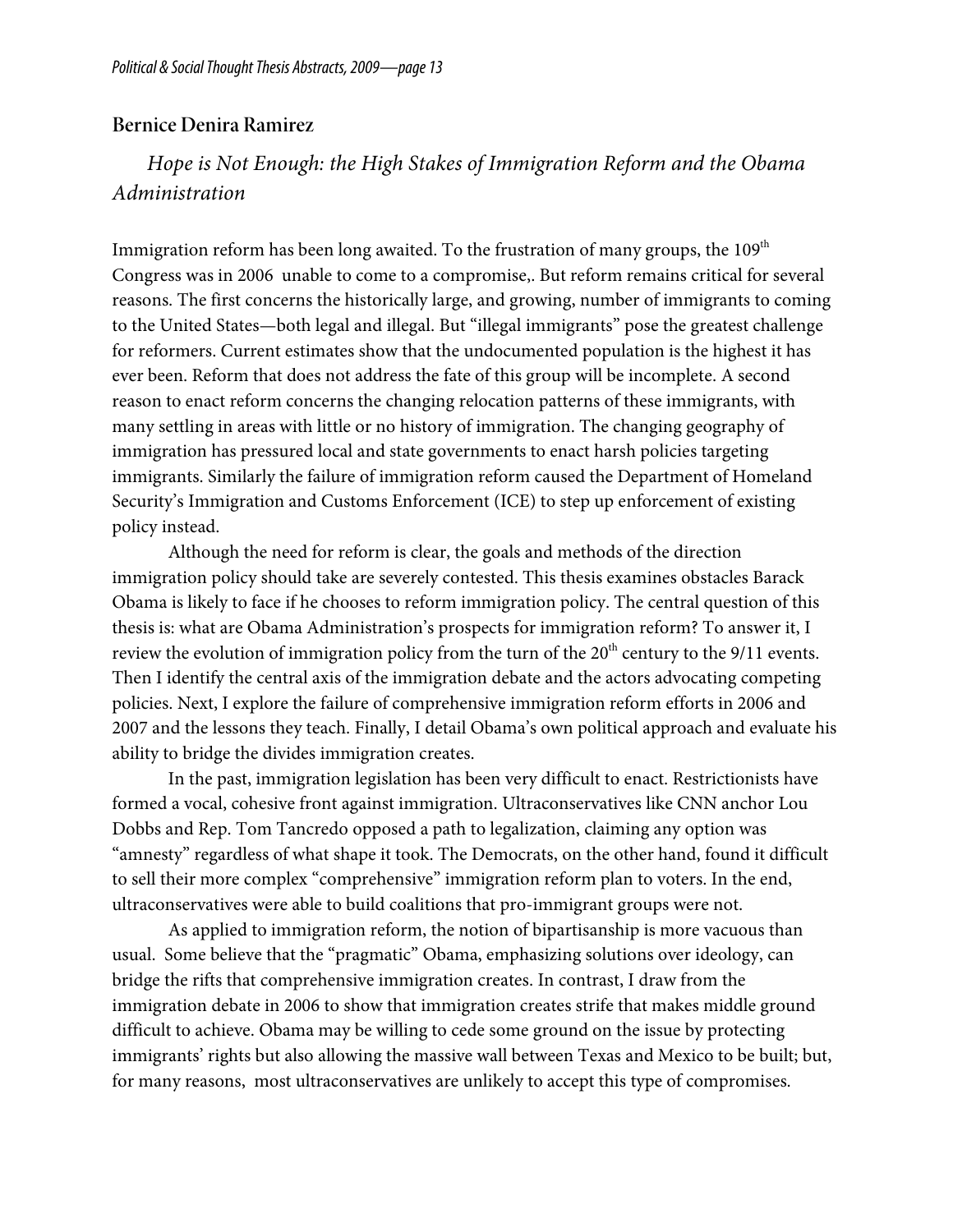## Bernice Denira Ramirez

*Hope is Not Enough: the High Stakes of Immigration Reform and the Obama Administration*

Immigration reform has been long awaited. To the frustration of many groups, the 109th Congress was in 2006 unable to come to a compromise,. But reform remains critical for several reasons. The first concerns the historically large, and growing, number of immigrants to coming to the United States—both legal and illegal. But "illegal immigrants" pose the greatest challenge for reformers. Current estimates show that the undocumented population is the highest it has ever been. Reform that does not address the fate of this group will be incomplete. A second reason to enact reform concerns the changing relocation patterns of these immigrants, with many settling in areas with little or no history of immigration. The changing geography of immigration has pressured local and state governments to enact harsh policies targeting immigrants. Similarly the failure of immigration reform caused the Department of Homeland Security's Immigration and Customs Enforcement (ICE) to step up enforcement of existing policy instead.

Although the need for reform is clear, the goals and methods of the direction immigration policy should take are severely contested. This thesis examines obstacles Barack Obama is likely to face if he chooses to reform immigration policy. The central question of this thesis is: what are Obama Administration's prospects for immigration reform? To answer it, I review the evolution of immigration policy from the turn of the 20th century to the 9/11 events. Then I identify the central axis of the immigration debate and the actors advocating competing policies. Next, I explore the failure of comprehensive immigration reform efforts in 2006 and 2007 and the lessons they teach. Finally, I detail Obama's own political approach and evaluate his ability to bridge the divides immigration creates.

In the past, immigration legislation has been very difficult to enact. Restrictionists have formed a vocal, cohesive front against immigration. Ultraconservatives like CNN anchor Lou Dobbs and Rep. Tom Tancredo opposed a path to legalization, claiming any option was "amnesty" regardless of what shape it took. The Democrats, on the other hand, found it difficult to sell their more complex "comprehensive" immigration reform plan to voters. In the end, ultraconservatives were able to build coalitions that pro-immigrant groups were not.

As applied to immigration reform, the notion of bipartisanship is more vacuous than usual. Some believe that the "pragmatic" Obama, emphasizing solutions over ideology, can bridge the rifts that comprehensive immigration creates. In contrast, I draw from the immigration debate in 2006 to show that immigration creates strife that makes middle ground difficult to achieve. Obama may be willing to cede some ground on the issue by protecting immigrants' rights but also allowing the massive wall between Texas and Mexico to be built; but, for many reasons, most ultraconservatives are unlikely to accept this type of compromises.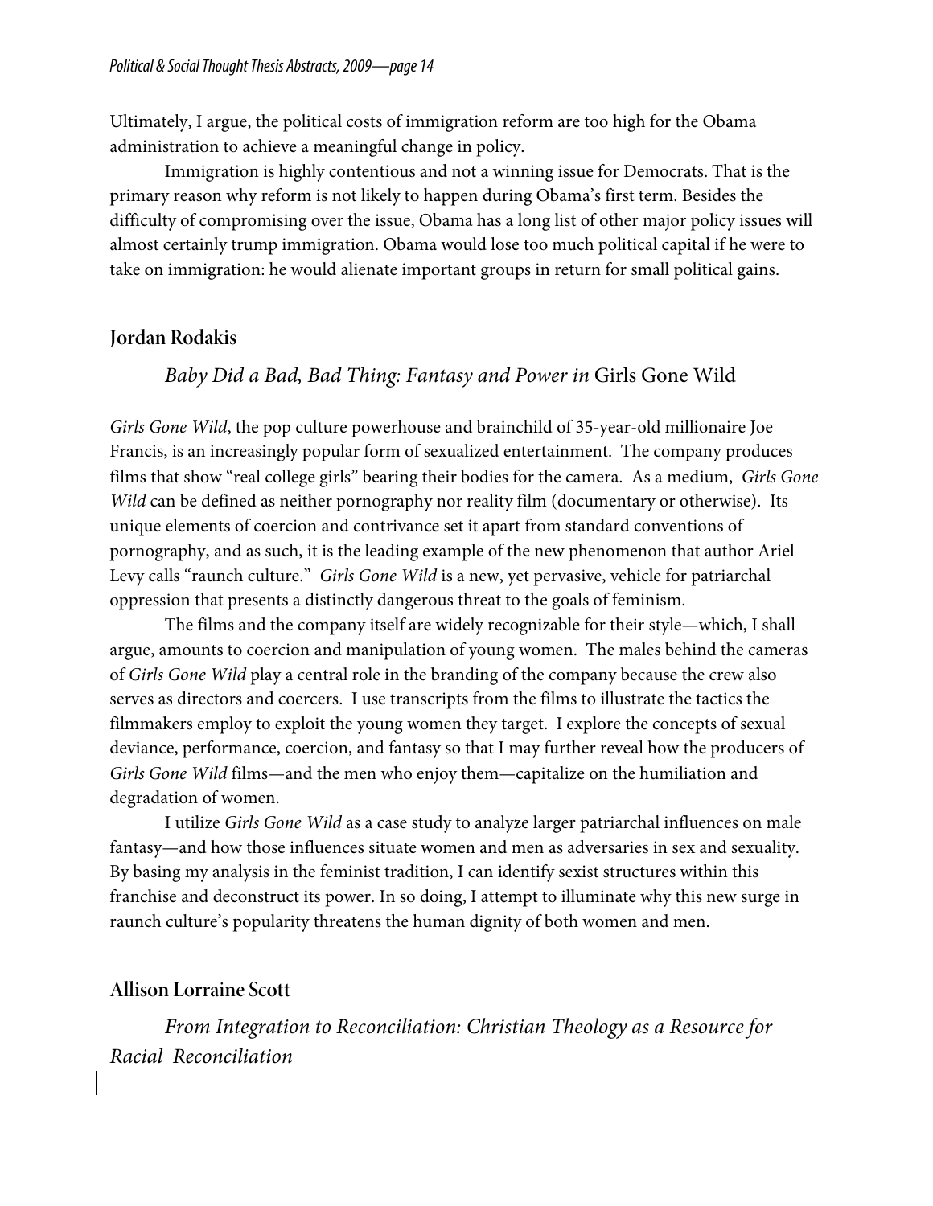Ultimately, I argue, the political costs of immigration reform are too high for the Obama administration to achieve a meaningful change in policy.

Immigration is highly contentious and not a winning issue for Democrats. That is the primary reason why reform is not likely to happen during Obama's first term. Besides the difficulty of compromising over the issue, Obama has a long list of other major policy issues will almost certainly trump immigration. Obama would lose too much political capital if he were to take on immigration: he would alienate important groups in return for small political gains.

## Jordan Rodakis

### *Baby Did a Bad, Bad Thing: Fantasy and Power in* Girls Gone Wild

*Girls Gone Wild*, the pop culture powerhouse and brainchild of 35-year-old millionaire Joe Francis, is an increasingly popular form of sexualized entertainment. The company produces films that show "real college girls" bearing their bodies for the camera. As a medium, *Girls Gone Wild* can be defined as neither pornography nor reality film (documentary or otherwise). Its unique elements of coercion and contrivance set it apart from standard conventions of pornography, and as such, it is the leading example of the new phenomenon that author Ariel Levy calls "raunch culture." *Girls Gone Wild* is a new, yet pervasive, vehicle for patriarchal oppression that presents a distinctly dangerous threat to the goals of feminism.

The films and the company itself are widely recognizable for their style—which, I shall argue, amounts to coercion and manipulation of young women. The males behind the cameras of *Girls Gone Wild* play a central role in the branding of the company because the crew also serves as directors and coercers. I use transcripts from the films to illustrate the tactics the filmmakers employ to exploit the young women they target. I explore the concepts of sexual deviance, performance, coercion, and fantasy so that I may further reveal how the producers of *Girls Gone Wild* films—and the men who enjoy them—capitalize on the humiliation and degradation of women.

I utilize *Girls Gone Wild* as a case study to analyze larger patriarchal influences on male fantasy—and how those influences situate women and men as adversaries in sex and sexuality. By basing my analysis in the feminist tradition, I can identify sexist structures within this franchise and deconstruct its power. In so doing, I attempt to illuminate why this new surge in raunch culture's popularity threatens the human dignity of both women and men.

## Allison Lorraine Scott

### *From Integration to Reconciliation: Christian Theology as a Resource for Racial Reconciliation*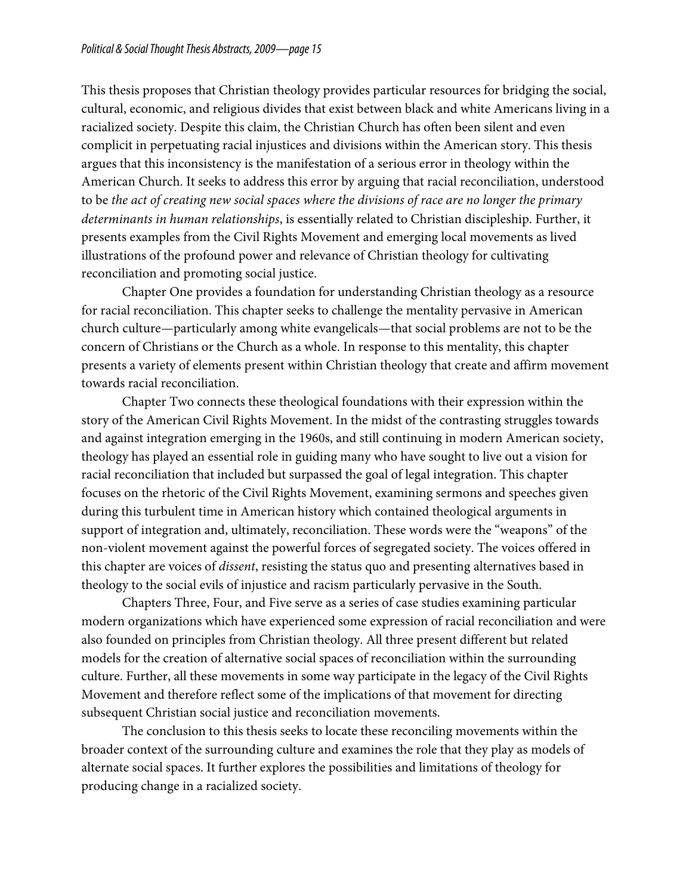This thesis proposes that Christian theology provides particular resources for bridging the social, cultural, economic, and religious divides that exist between black and white Americans living in a racialized society. Despite this claim, the Christian Church has often been silent and even complicit in perpetuating racial injustices and divisions within the American story. This thesis argues that this inconsistency is the manifestation of a serious error in theology within the American Church. It seeks to address this error by arguing that racial reconciliation, understood to be *the act of creating new social spaces where the divisions of race are no longer the primary determinants in human relationships*, is essentially related to Christian discipleship. Further, it presents examples from the Civil Rights Movement and emerging local movements as lived illustrations of the profound power and relevance of Christian theology for cultivating reconciliation and promoting social justice.

Chapter One provides a foundation for understanding Christian theology as a resource for racial reconciliation. This chapter seeks to challenge the mentality pervasive in American church culture—particularly among white evangelicals—that social problems are not to be the concern of Christians or the Church as a whole. In response to this mentality, this chapter presents a variety of elements present within Christian theology that create and affirm movement towards racial reconciliation.

Chapter Two connects these theological foundations with their expression within the story of the American Civil Rights Movement. In the midst of the contrasting struggles towards and against integration emerging in the 1960s, and still continuing in modern American society, theology has played an essential role in guiding many who have sought to live out a vision for racial reconciliation that included but surpassed the goal of legal integration. This chapter focuses on the rhetoric of the Civil Rights Movement, examining sermons and speeches given during this turbulent time in American history which contained theological arguments in support of integration and, ultimately, reconciliation. These words were the "weapons" of the non-violent movement against the powerful forces of segregated society. The voices offered in this chapter are voices of *dissent*, resisting the status quo and presenting alternatives based in theology to the social evils of injustice and racism particularly pervasive in the South.

Chapters Three, Four, and Five serve as a series of case studies examining particular modern organizations which have experienced some expression of racial reconciliation and were also founded on principles from Christian theology. All three present different but related models for the creation of alternative social spaces of reconciliation within the surrounding culture. Further, all these movements in some way participate in the legacy of the Civil Rights Movement and therefore reflect some of the implications of that movement for directing subsequent Christian social justice and reconciliation movements.

The conclusion to this thesis seeks to locate these reconciling movements within the broader context of the surrounding culture and examines the role that they play as models of alternate social spaces. It further explores the possibilities and limitations of theology for producing change in a racialized society.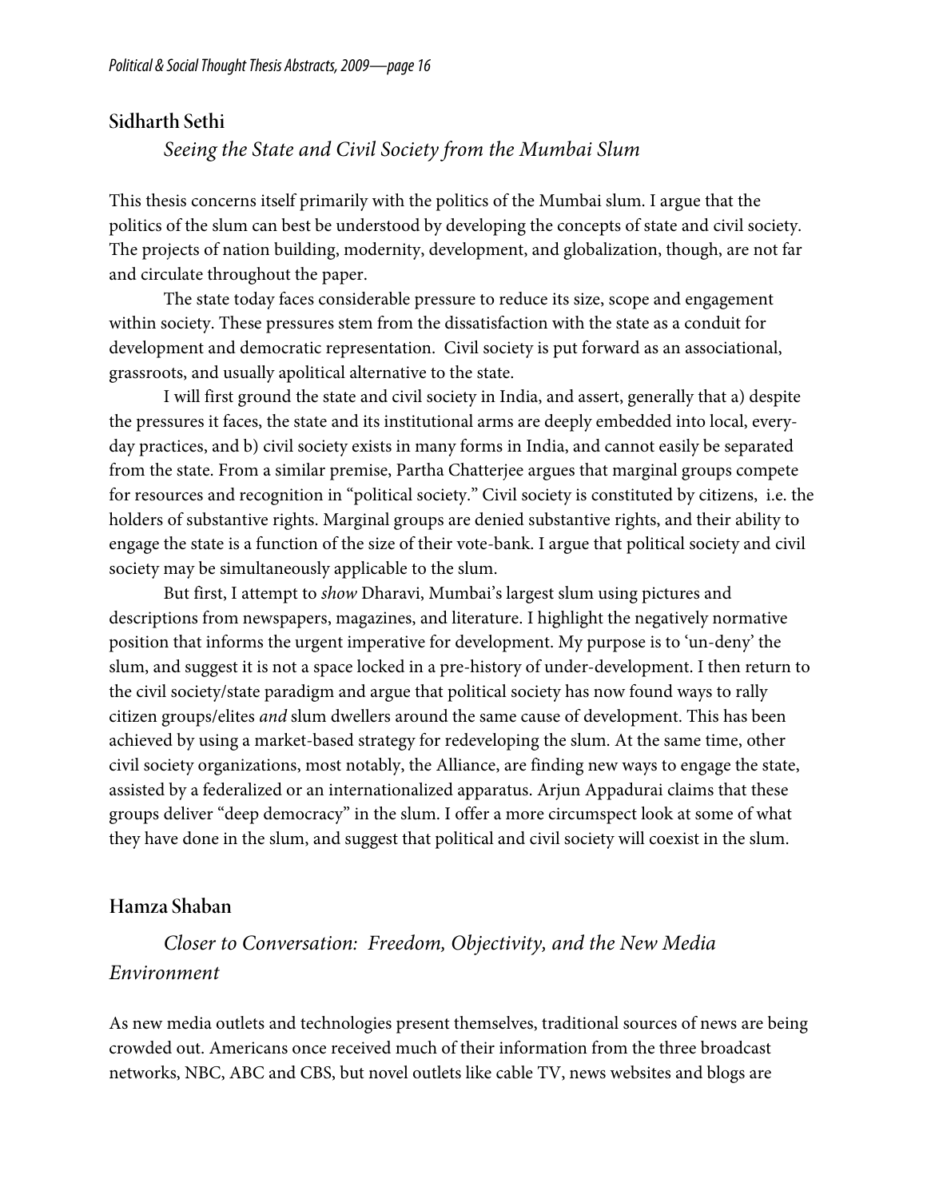## Sidharth Sethi

*Seeing the State and Civil Society from the Mumbai Slum*

This thesis concerns itself primarily with the politics of the Mumbai slum. I argue that the politics of the slum can best be understood by developing the concepts of state and civil society. The projects of nation building, modernity, development, and globalization, though, are not far and circulate throughout the paper.

The state today faces considerable pressure to reduce its size, scope and engagement within society. These pressures stem from the dissatisfaction with the state as a conduit for development and democratic representation. Civil society is put forward as an associational, grassroots, and usually apolitical alternative to the state.

I will first ground the state and civil society in India, and assert, generally that a) despite the pressures it faces, the state and its institutional arms are deeply embedded into local, every-day practices, and b) civil society exists in many forms in India, and cannot easily be separated from the state. From a similar premise, Partha Chatterjee argues that marginal groups compete for resources and recognition in "political society." Civil society is constituted by citizens, i.e. the holders of substantive rights. Marginal groups are denied substantive rights, and their ability to engage the state is a function of the size of their vote-bank. I argue that political society and civil society may be simultaneously applicable to the slum.

But first, I attempt to *show* Dharavi, Mumbai's largest slum using pictures and descriptions from newspapers, magazines, and literature. I highlight the negatively normative position that informs the urgent imperative for development. My purpose is to 'un-deny' the slum, and suggest it is not a space locked in a pre-history of under-development. I then return to the civil society/state paradigm and argue that political society has now found ways to rally citizen groups/elites *and* slum dwellers around the same cause of development. This has been achieved by using a market-based strategy for redeveloping the slum. At the same time, other civil society organizations, most notably, the Alliance, are finding new ways to engage the state, assisted by a federalized or an internationalized apparatus. Arjun Appadurai claims that these groups deliver "deep democracy" in the slum. I offer a more circumspect look at some of what they have done in the slum, and suggest that political and civil society will coexist in the slum.

## Hamza Shaban

*Closer to Conversation: Freedom, Objectivity, and the New Media Environment*

As new media outlets and technologies present themselves, traditional sources of news are being crowded out. Americans once received much of their information from the three broadcast networks, NBC, ABC and CBS, but novel outlets like cable TV, news websites and blogs are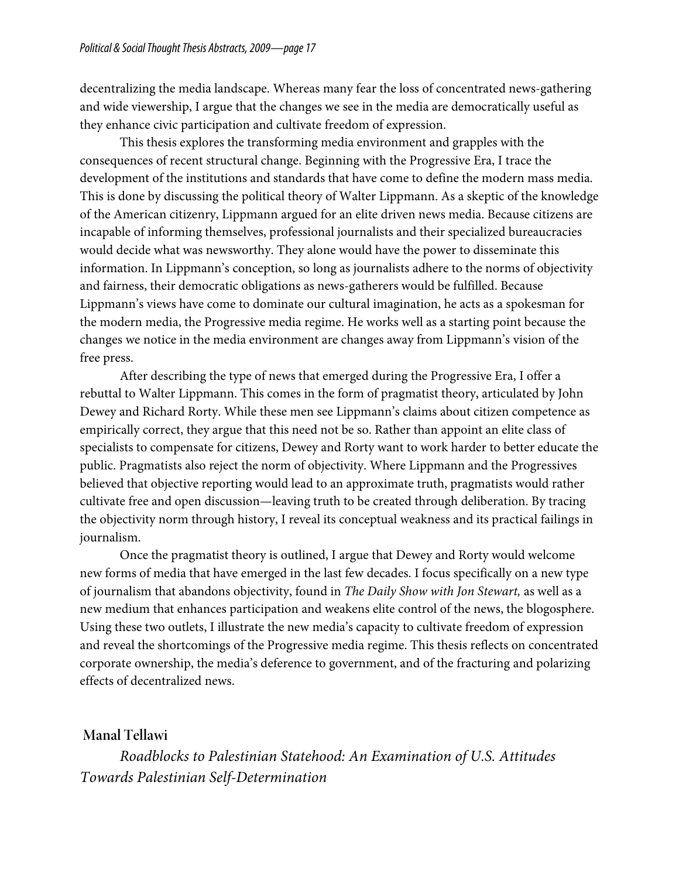decentralizing the media landscape. Whereas many fear the loss of concentrated news-gathering and wide viewership, I argue that the changes we see in the media are democratically useful as they enhance civic participation and cultivate freedom of expression.

This thesis explores the transforming media environment and grapples with the consequences of recent structural change. Beginning with the Progressive Era, I trace the development of the institutions and standards that have come to define the modern mass media. This is done by discussing the political theory of Walter Lippmann. As a skeptic of the knowledge of the American citizenry, Lippmann argued for an elite driven news media. Because citizens are incapable of informing themselves, professional journalists and their specialized bureaucracies would decide what was newsworthy. They alone would have the power to disseminate this information. In Lippmann's conception, so long as journalists adhere to the norms of objectivity and fairness, their democratic obligations as news-gatherers would be fulfilled. Because Lippmann's views have come to dominate our cultural imagination, he acts as a spokesman for the modern media, the Progressive media regime. He works well as a starting point because the changes we notice in the media environment are changes away from Lippmann's vision of the free press.

After describing the type of news that emerged during the Progressive Era, I offer a rebuttal to Walter Lippmann. This comes in the form of pragmatist theory, articulated by John Dewey and Richard Rorty. While these men see Lippmann's claims about citizen competence as empirically correct, they argue that this need not be so. Rather than appoint an elite class of specialists to compensate for citizens, Dewey and Rorty want to work harder to better educate the public. Pragmatists also reject the norm of objectivity. Where Lippmann and the Progressives believed that objective reporting would lead to an approximate truth, pragmatists would rather cultivate free and open discussion—leaving truth to be created through deliberation. By tracing the objectivity norm through history, I reveal its conceptual weakness and its practical failings in journalism.

Once the pragmatist theory is outlined, I argue that Dewey and Rorty would welcome new forms of media that have emerged in the last few decades. I focus specifically on a new type of journalism that abandons objectivity, found in *The Daily Show with Jon Stewart,* as well as a new medium that enhances participation and weakens elite control of the news, the blogosphere. Using these two outlets, I illustrate the new media's capacity to cultivate freedom of expression and reveal the shortcomings of the Progressive media regime. This thesis reflects on concentrated corporate ownership, the media's deference to government, and of the fracturing and polarizing effects of decentralized news.

**Manal Tellawi**

*Roadblocks to Palestinian Statehood: An Examination of U.S. Attitudes Towards Palestinian Self-Determination*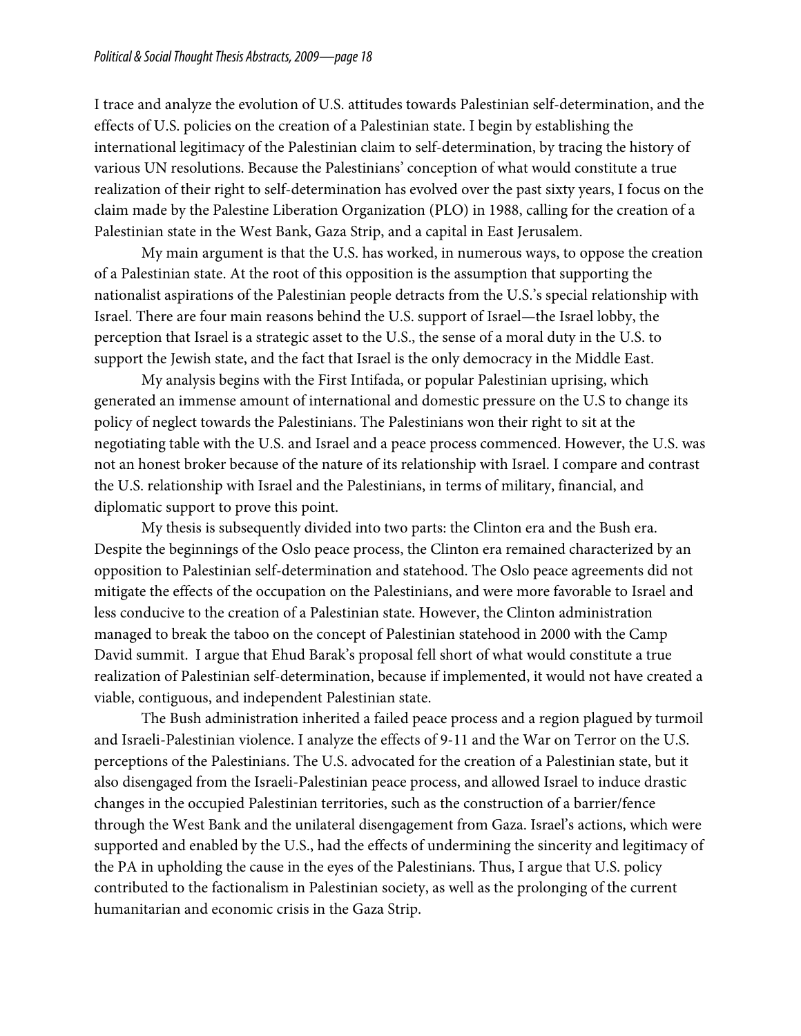I trace and analyze the evolution of U.S. attitudes towards Palestinian self-determination, and the effects of U.S. policies on the creation of a Palestinian state. I begin by establishing the international legitimacy of the Palestinian claim to self-determination, by tracing the history of various UN resolutions. Because the Palestinians' conception of what would constitute a true realization of their right to self-determination has evolved over the past sixty years, I focus on the claim made by the Palestine Liberation Organization (PLO) in 1988, calling for the creation of a Palestinian state in the West Bank, Gaza Strip, and a capital in East Jerusalem.

My main argument is that the U.S. has worked, in numerous ways, to oppose the creation of a Palestinian state. At the root of this opposition is the assumption that supporting the nationalist aspirations of the Palestinian people detracts from the U.S.'s special relationship with Israel. There are four main reasons behind the U.S. support of Israel—the Israel lobby, the perception that Israel is a strategic asset to the U.S., the sense of a moral duty in the U.S. to support the Jewish state, and the fact that Israel is the only democracy in the Middle East.

My analysis begins with the First Intifada, or popular Palestinian uprising, which generated an immense amount of international and domestic pressure on the U.S to change its policy of neglect towards the Palestinians. The Palestinians won their right to sit at the negotiating table with the U.S. and Israel and a peace process commenced. However, the U.S. was not an honest broker because of the nature of its relationship with Israel. I compare and contrast the U.S. relationship with Israel and the Palestinians, in terms of military, financial, and diplomatic support to prove this point.

My thesis is subsequently divided into two parts: the Clinton era and the Bush era. Despite the beginnings of the Oslo peace process, the Clinton era remained characterized by an opposition to Palestinian self-determination and statehood. The Oslo peace agreements did not mitigate the effects of the occupation on the Palestinians, and were more favorable to Israel and less conducive to the creation of a Palestinian state. However, the Clinton administration managed to break the taboo on the concept of Palestinian statehood in 2000 with the Camp David summit. I argue that Ehud Barak's proposal fell short of what would constitute a true realization of Palestinian self-determination, because if implemented, it would not have created a viable, contiguous, and independent Palestinian state.

The Bush administration inherited a failed peace process and a region plagued by turmoil and Israeli-Palestinian violence. I analyze the effects of 9-11 and the War on Terror on the U.S. perceptions of the Palestinians. The U.S. advocated for the creation of a Palestinian state, but it also disengaged from the Israeli-Palestinian peace process, and allowed Israel to induce drastic changes in the occupied Palestinian territories, such as the construction of a barrier/fence through the West Bank and the unilateral disengagement from Gaza. Israel's actions, which were supported and enabled by the U.S., had the effects of undermining the sincerity and legitimacy of the PA in upholding the cause in the eyes of the Palestinians. Thus, I argue that U.S. policy contributed to the factionalism in Palestinian society, as well as the prolonging of the current humanitarian and economic crisis in the Gaza Strip.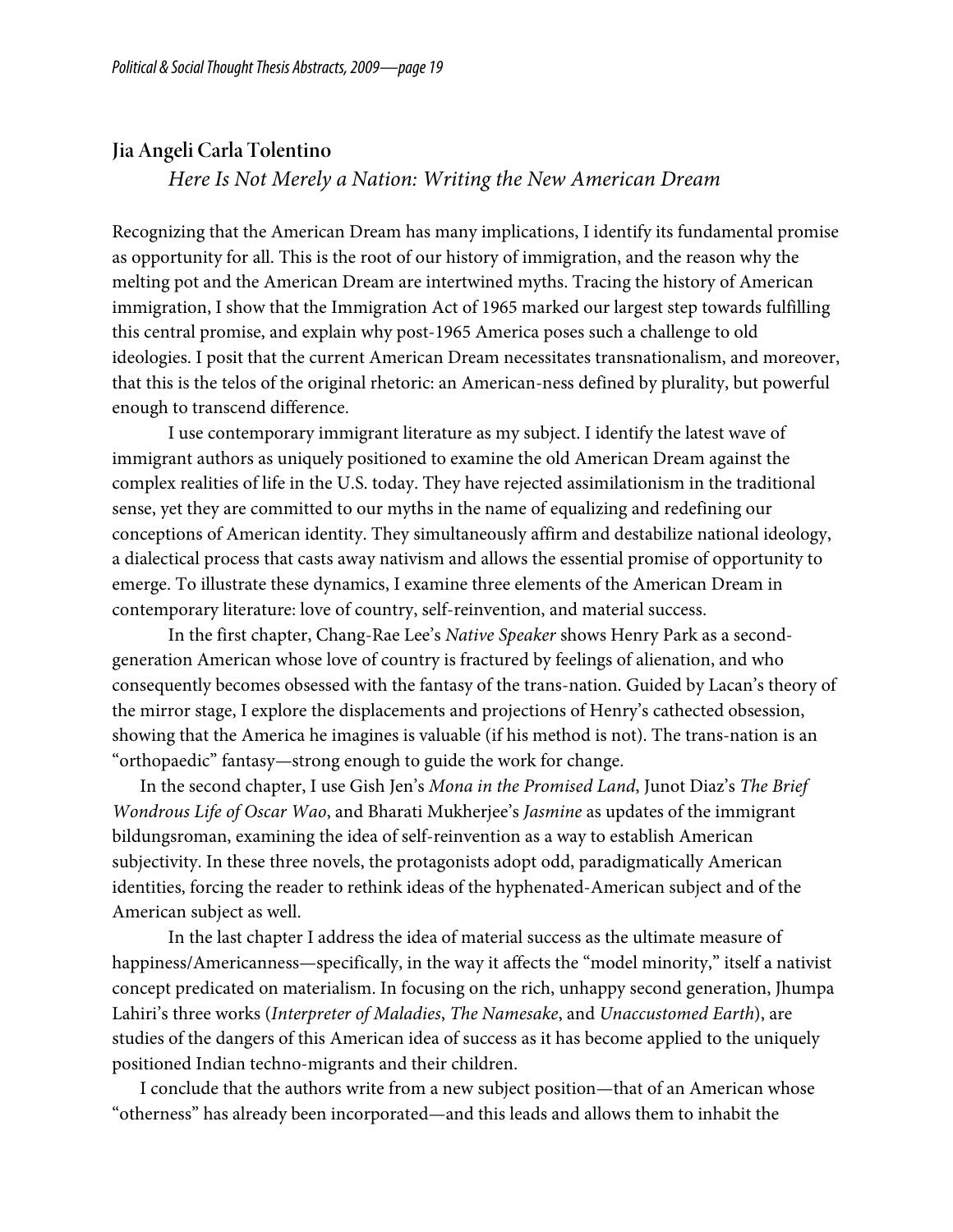## Jia Angeli Carla Tolentino

### *Here Is Not Merely a Nation: Writing the New American Dream*

Recognizing that the American Dream has many implications, I identify its fundamental promise as opportunity for all. This is the root of our history of immigration, and the reason why the melting pot and the American Dream are intertwined myths. Tracing the history of American immigration, I show that the Immigration Act of 1965 marked our largest step towards fulfilling this central promise, and explain why post-1965 America poses such a challenge to old ideologies. I posit that the current American Dream necessitates transnationalism, and moreover, that this is the telos of the original rhetoric: an American-ness defined by plurality, but powerful enough to transcend difference.

I use contemporary immigrant literature as my subject. I identify the latest wave of immigrant authors as uniquely positioned to examine the old American Dream against the complex realities of life in the U.S. today. They have rejected assimilationism in the traditional sense, yet they are committed to our myths in the name of equalizing and redefining our conceptions of American identity. They simultaneously affirm and destabilize national ideology, a dialectical process that casts away nativism and allows the essential promise of opportunity to emerge. To illustrate these dynamics, I examine three elements of the American Dream in contemporary literature: love of country, self-reinvention, and material success.

In the first chapter, Chang-Rae Lee's *Native Speaker* shows Henry Park as a second-generation American whose love of country is fractured by feelings of alienation, and who consequently becomes obsessed with the fantasy of the trans-nation. Guided by Lacan's theory of the mirror stage, I explore the displacements and projections of Henry's cathected obsession, showing that the America he imagines is valuable (if his method is not). The trans-nation is an "orthopaedic" fantasy—strong enough to guide the work for change.

In the second chapter, I use Gish Jen's *Mona in the Promised Land*, Junot Diaz's *The Brief Wondrous Life of Oscar Wao*, and Bharati Mukherjee's *Jasmine* as updates of the immigrant bildungsroman, examining the idea of self-reinvention as a way to establish American subjectivity. In these three novels, the protagonists adopt odd, paradigmatically American identities, forcing the reader to rethink ideas of the hyphenated-American subject and of the American subject as well.

In the last chapter I address the idea of material success as the ultimate measure of happiness/Americanness—specifically, in the way it affects the "model minority," itself a nativist concept predicated on materialism. In focusing on the rich, unhappy second generation, Jhumpa Lahiri's three works (*Interpreter of Maladies*, *The Namesake*, and *Unaccustomed Earth*), are studies of the dangers of this American idea of success as it has become applied to the uniquely positioned Indian techno-migrants and their children.

I conclude that the authors write from a new subject position—that of an American whose "otherness" has already been incorporated—and this leads and allows them to inhabit the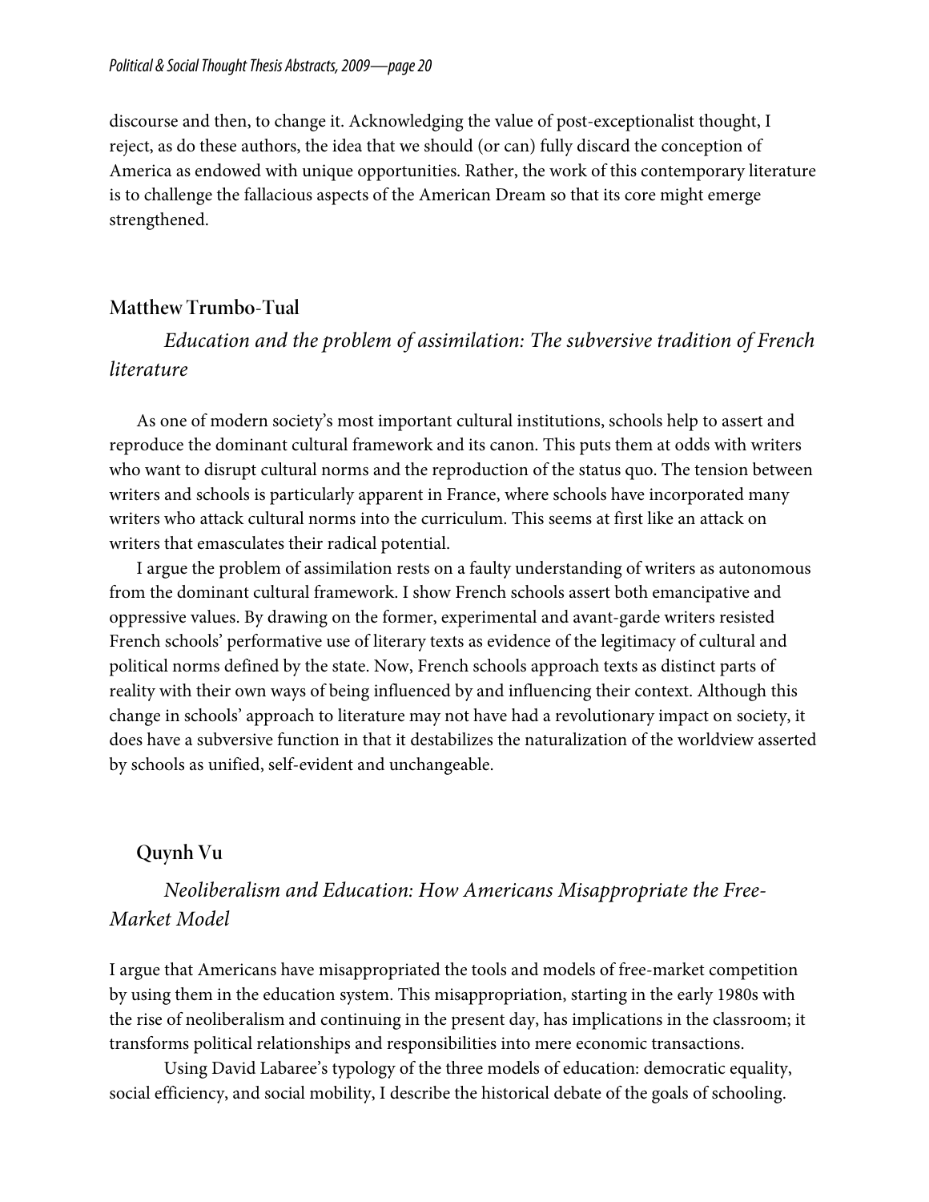discourse and then, to change it. Acknowledging the value of post-exceptionalist thought, I reject, as do these authors, the idea that we should (or can) fully discard the conception of America as endowed with unique opportunities. Rather, the work of this contemporary literature is to challenge the fallacious aspects of the American Dream so that its core might emerge strengthened.

## Matthew Trumbo-Tual

*Education and the problem of assimilation: The subversive tradition of French literature*

As one of modern society's most important cultural institutions, schools help to assert and reproduce the dominant cultural framework and its canon. This puts them at odds with writers who want to disrupt cultural norms and the reproduction of the status quo. The tension between writers and schools is particularly apparent in France, where schools have incorporated many writers who attack cultural norms into the curriculum. This seems at first like an attack on writers that emasculates their radical potential.

I argue the problem of assimilation rests on a faulty understanding of writers as autonomous from the dominant cultural framework. I show French schools assert both emancipative and oppressive values. By drawing on the former, experimental and avant-garde writers resisted French schools' performative use of literary texts as evidence of the legitimacy of cultural and political norms defined by the state. Now, French schools approach texts as distinct parts of reality with their own ways of being influenced by and influencing their context. Although this change in schools' approach to literature may not have had a revolutionary impact on society, it does have a subversive function in that it destabilizes the naturalization of the worldview asserted by schools as unified, self-evident and unchangeable.

## Quynh Vu

*Neoliberalism and Education: How Americans Misappropriate the Free-Market Model*

I argue that Americans have misappropriated the tools and models of free-market competition by using them in the education system. This misappropriation, starting in the early 1980s with the rise of neoliberalism and continuing in the present day, has implications in the classroom; it transforms political relationships and responsibilities into mere economic transactions.

Using David Labaree's typology of the three models of education: democratic equality, social efficiency, and social mobility, I describe the historical debate of the goals of schooling.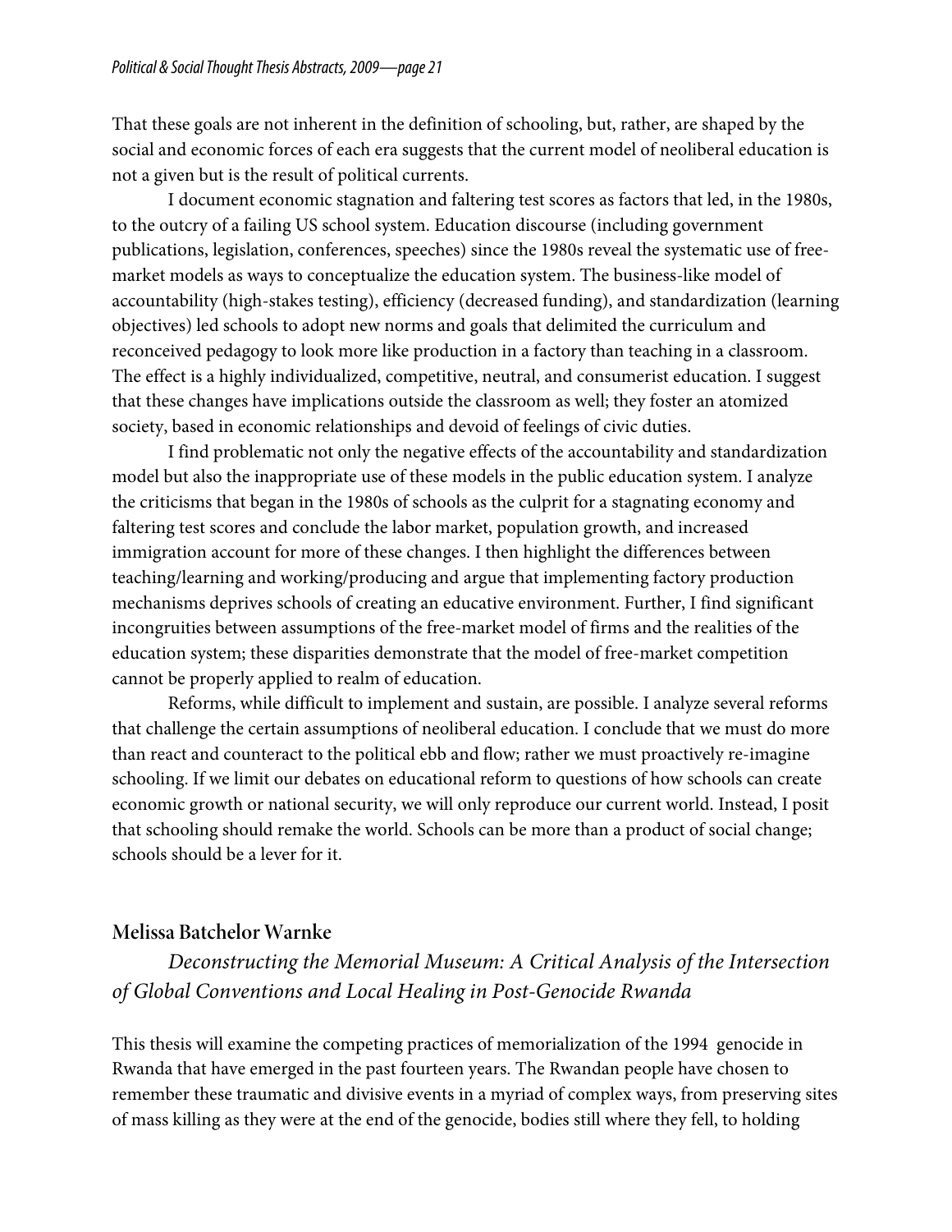That these goals are not inherent in the definition of schooling, but, rather, are shaped by the social and economic forces of each era suggests that the current model of neoliberal education is not a given but is the result of political currents.

I document economic stagnation and faltering test scores as factors that led, in the 1980s, to the outcry of a failing US school system. Education discourse (including government publications, legislation, conferences, speeches) since the 1980s reveal the systematic use of free-market models as ways to conceptualize the education system. The business-like model of accountability (high-stakes testing), efficiency (decreased funding), and standardization (learning objectives) led schools to adopt new norms and goals that delimited the curriculum and reconceived pedagogy to look more like production in a factory than teaching in a classroom. The effect is a highly individualized, competitive, neutral, and consumerist education. I suggest that these changes have implications outside the classroom as well; they foster an atomized society, based in economic relationships and devoid of feelings of civic duties.

I find problematic not only the negative effects of the accountability and standardization model but also the inappropriate use of these models in the public education system. I analyze the criticisms that began in the 1980s of schools as the culprit for a stagnating economy and faltering test scores and conclude the labor market, population growth, and increased immigration account for more of these changes. I then highlight the differences between teaching/learning and working/producing and argue that implementing factory production mechanisms deprives schools of creating an educative environment. Further, I find significant incongruities between assumptions of the free-market model of firms and the realities of the education system; these disparities demonstrate that the model of free-market competition cannot be properly applied to realm of education.

Reforms, while difficult to implement and sustain, are possible. I analyze several reforms that challenge the certain assumptions of neoliberal education. I conclude that we must do more than react and counteract to the political ebb and flow; rather we must proactively re-imagine schooling. If we limit our debates on educational reform to questions of how schools can create economic growth or national security, we will only reproduce our current world. Instead, I posit that schooling should remake the world. Schools can be more than a product of social change; schools should be a lever for it.

## Melissa Batchelor Warnke

*Deconstructing the Memorial Museum: A Critical Analysis of the Intersection of Global Conventions and Local Healing in Post-Genocide Rwanda*

This thesis will examine the competing practices of memorialization of the 1994 genocide in Rwanda that have emerged in the past fourteen years. The Rwandan people have chosen to remember these traumatic and divisive events in a myriad of complex ways, from preserving sites of mass killing as they were at the end of the genocide, bodies still where they fell, to holding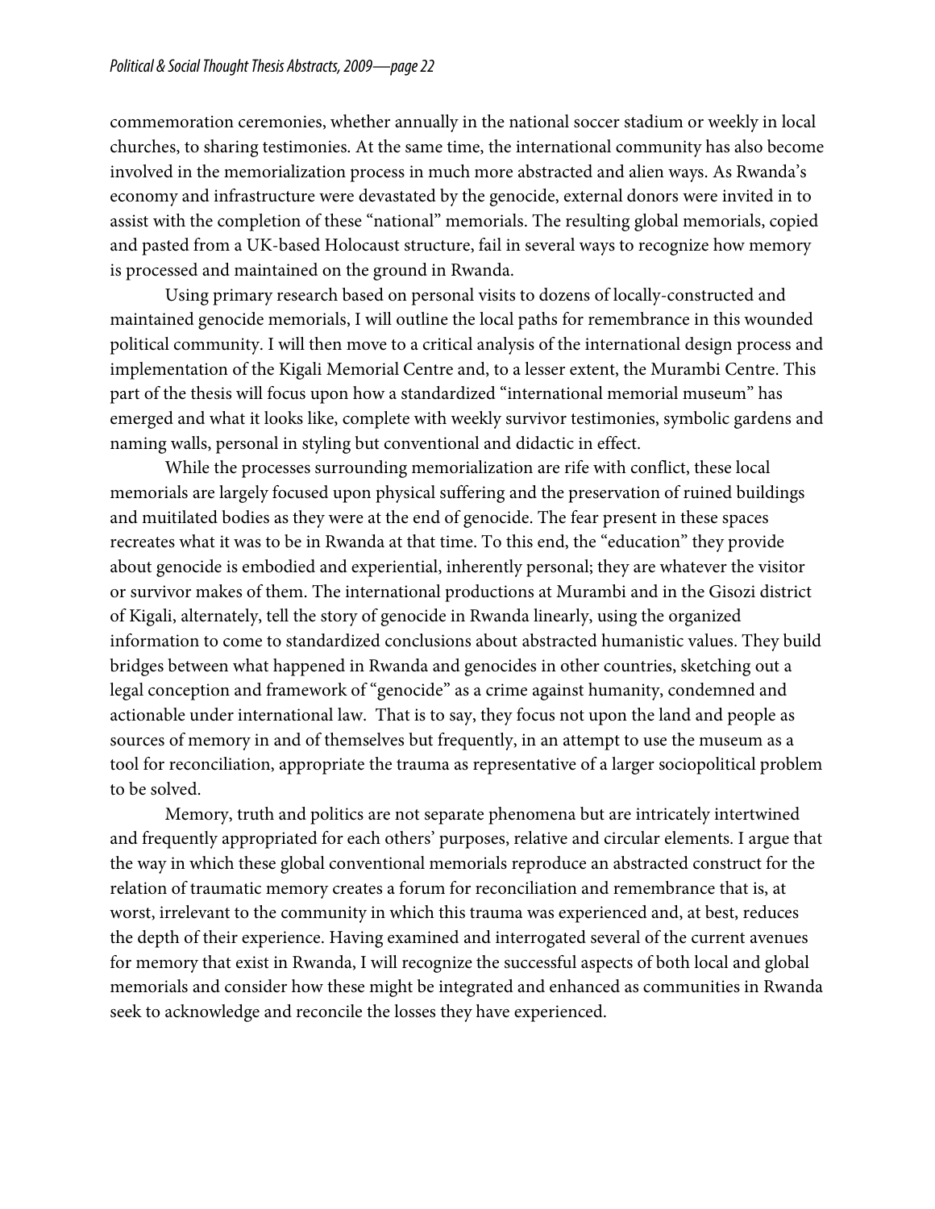commemoration ceremonies, whether annually in the national soccer stadium or weekly in local churches, to sharing testimonies. At the same time, the international community has also become involved in the memorialization process in much more abstracted and alien ways. As Rwanda's economy and infrastructure were devastated by the genocide, external donors were invited in to assist with the completion of these "national" memorials. The resulting global memorials, copied and pasted from a UK-based Holocaust structure, fail in several ways to recognize how memory is processed and maintained on the ground in Rwanda.

Using primary research based on personal visits to dozens of locally-constructed and maintained genocide memorials, I will outline the local paths for remembrance in this wounded political community. I will then move to a critical analysis of the international design process and implementation of the Kigali Memorial Centre and, to a lesser extent, the Murambi Centre. This part of the thesis will focus upon how a standardized "international memorial museum" has emerged and what it looks like, complete with weekly survivor testimonies, symbolic gardens and naming walls, personal in styling but conventional and didactic in effect.

While the processes surrounding memorialization are rife with conflict, these local memorials are largely focused upon physical suffering and the preservation of ruined buildings and muitilated bodies as they were at the end of genocide. The fear present in these spaces recreates what it was to be in Rwanda at that time. To this end, the "education" they provide about genocide is embodied and experiential, inherently personal; they are whatever the visitor or survivor makes of them. The international productions at Murambi and in the Gisozi district of Kigali, alternately, tell the story of genocide in Rwanda linearly, using the organized information to come to standardized conclusions about abstracted humanistic values. They build bridges between what happened in Rwanda and genocides in other countries, sketching out a legal conception and framework of "genocide" as a crime against humanity, condemned and actionable under international law. That is to say, they focus not upon the land and people as sources of memory in and of themselves but frequently, in an attempt to use the museum as a tool for reconciliation, appropriate the trauma as representative of a larger sociopolitical problem to be solved.

Memory, truth and politics are not separate phenomena but are intricately intertwined and frequently appropriated for each others' purposes, relative and circular elements. I argue that the way in which these global conventional memorials reproduce an abstracted construct for the relation of traumatic memory creates a forum for reconciliation and remembrance that is, at worst, irrelevant to the community in which this trauma was experienced and, at best, reduces the depth of their experience. Having examined and interrogated several of the current avenues for memory that exist in Rwanda, I will recognize the successful aspects of both local and global memorials and consider how these might be integrated and enhanced as communities in Rwanda seek to acknowledge and reconcile the losses they have experienced.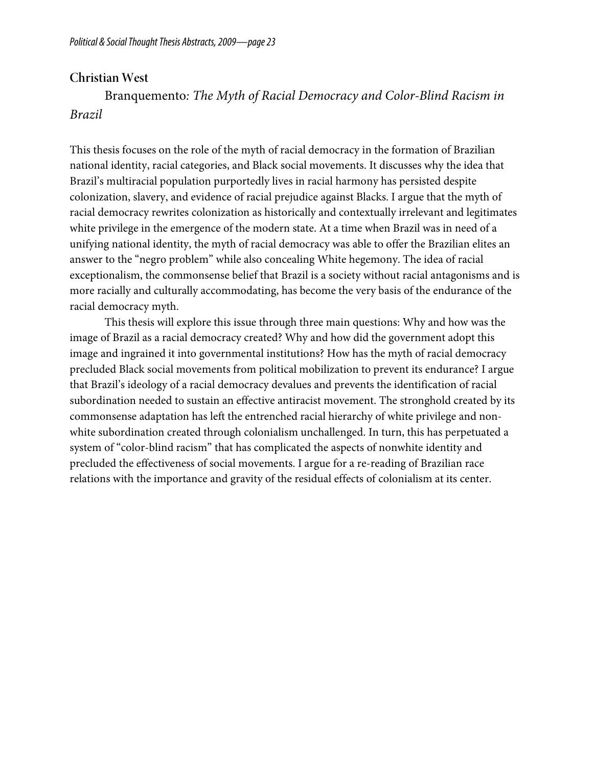## Christian West

*Branquemento: The Myth of Racial Democracy and Color-Blind Racism in Brazil*

This thesis focuses on the role of the myth of racial democracy in the formation of Brazilian national identity, racial categories, and Black social movements. It discusses why the idea that Brazil's multiracial population purportedly lives in racial harmony has persisted despite colonization, slavery, and evidence of racial prejudice against Blacks. I argue that the myth of racial democracy rewrites colonization as historically and contextually irrelevant and legitimates white privilege in the emergence of the modern state. At a time when Brazil was in need of a unifying national identity, the myth of racial democracy was able to offer the Brazilian elites an answer to the "negro problem" while also concealing White hegemony. The idea of racial exceptionalism, the commonsense belief that Brazil is a society without racial antagonisms and is more racially and culturally accommodating, has become the very basis of the endurance of the racial democracy myth.

This thesis will explore this issue through three main questions: Why and how was the image of Brazil as a racial democracy created? Why and how did the government adopt this image and ingrained it into governmental institutions? How has the myth of racial democracy precluded Black social movements from political mobilization to prevent its endurance? I argue that Brazil's ideology of a racial democracy devalues and prevents the identification of racial subordination needed to sustain an effective antiracist movement. The stronghold created by its commonsense adaptation has left the entrenched racial hierarchy of white privilege and non-white subordination created through colonialism unchallenged. In turn, this has perpetuated a system of "color-blind racism" that has complicated the aspects of nonwhite identity and precluded the effectiveness of social movements. I argue for a re-reading of Brazilian race relations with the importance and gravity of the residual effects of colonialism at its center.